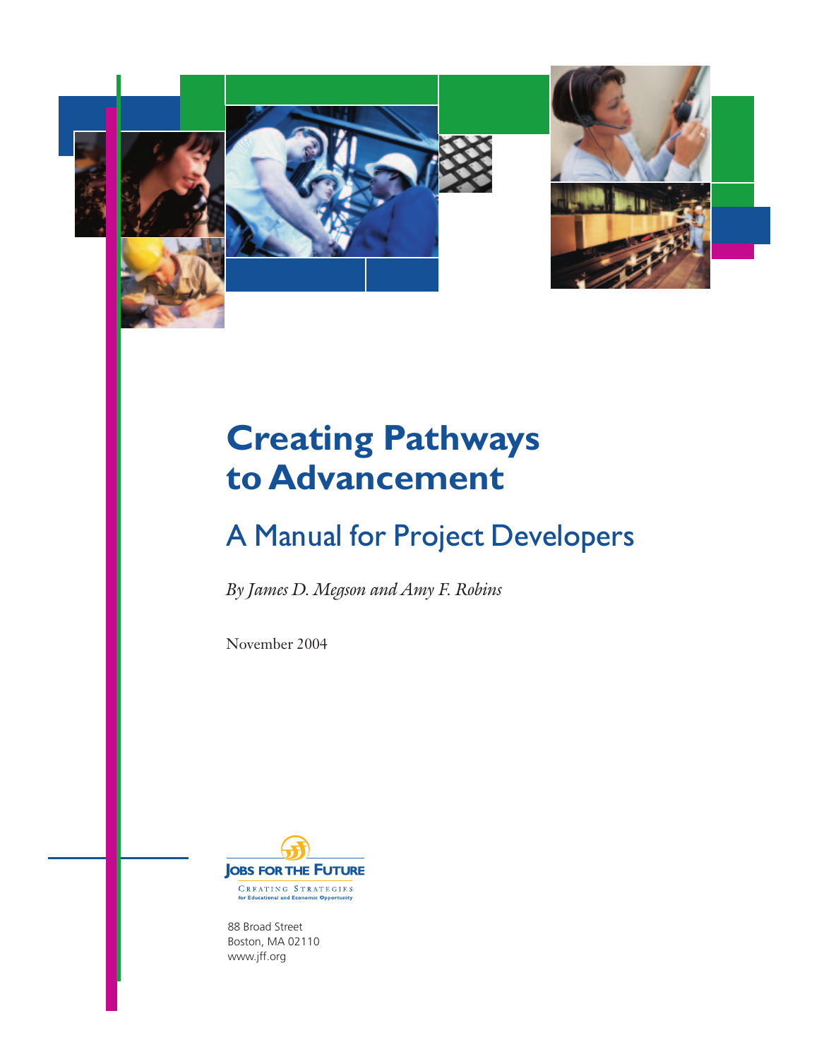# Creating Pathways to Advancement

## A Manual for Project Developers

*By James D. Megson and Amy F. Robins*

November 2004

JOBS FOR THE FUTURE

CREATING STRATEGIES
for Educational and Economic Opportunity

88 Broad Street
Boston, MA 02110
www.jff.org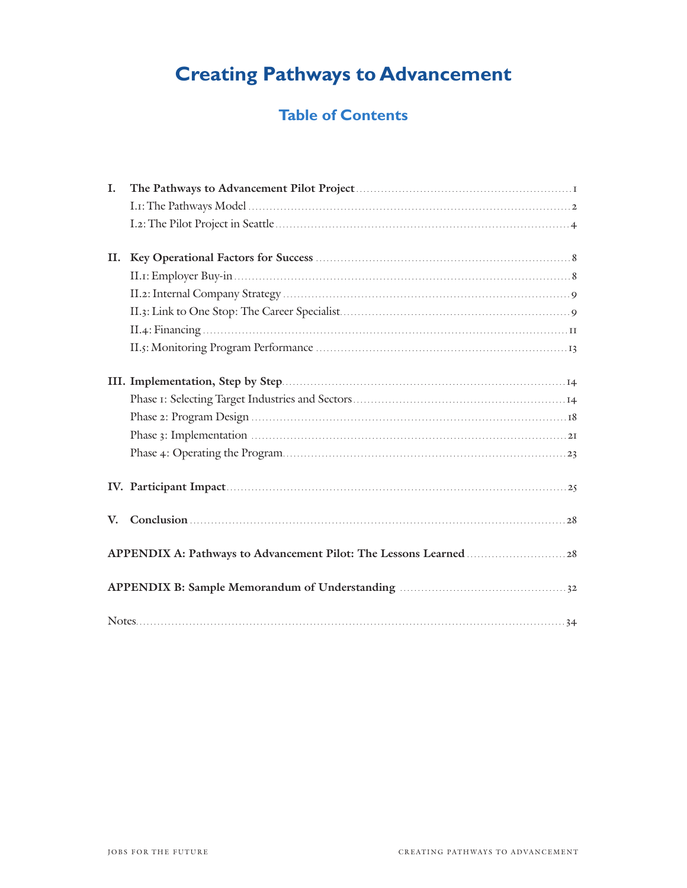# Creating Pathways to Advancement

## Table of Contents

**I. The Pathways to Advancement Pilot Project** ..... 1
- I.1: The Pathways Model ..... 2
- I.2: The Pilot Project in Seattle ..... 4

**II. Key Operational Factors for Success** ..... 8
- II.1: Employer Buy-in ..... 8
- II.2: Internal Company Strategy ..... 9
- II.3: Link to One Stop: The Career Specialist ..... 9
- II.4: Financing ..... 11
- II.5: Monitoring Program Performance ..... 13

**III. Implementation, Step by Step** ..... 14
- Phase 1: Selecting Target Industries and Sectors ..... 14
- Phase 2: Program Design ..... 18
- Phase 3: Implementation ..... 21
- Phase 4: Operating the Program ..... 23

**IV. Participant Impact** ..... 25

**V. Conclusion** ..... 28

**APPENDIX A: Pathways to Advancement Pilot: The Lessons Learned** ..... 28

**APPENDIX B: Sample Memorandum of Understanding** ..... 32

Notes ..... 34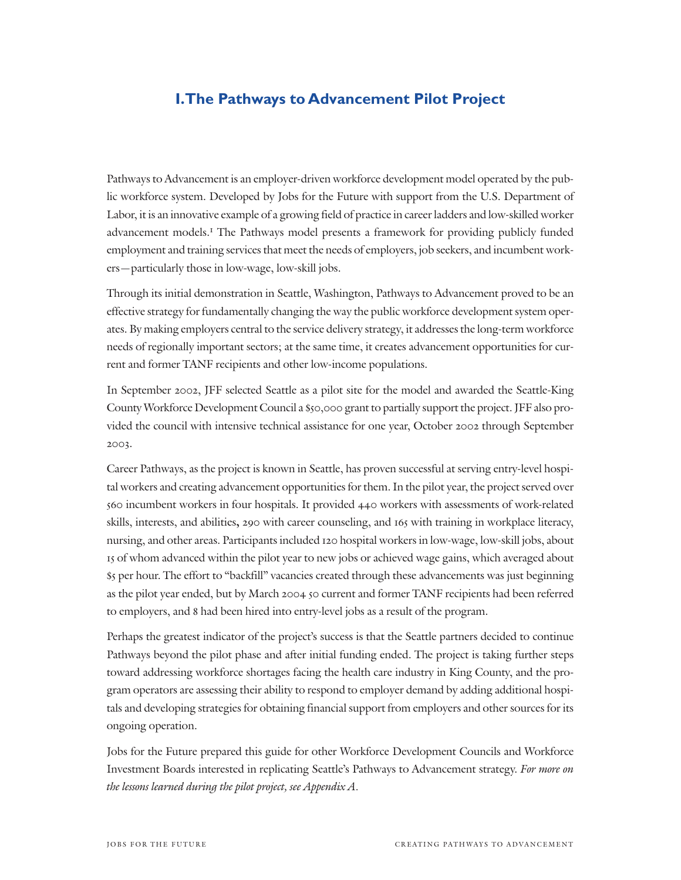# I. The Pathways to Advancement Pilot Project

Pathways to Advancement is an employer-driven workforce development model operated by the public workforce system. Developed by Jobs for the Future with support from the U.S. Department of Labor, it is an innovative example of a growing field of practice in career ladders and low-skilled worker advancement models.[1] The Pathways model presents a framework for providing publicly funded employment and training services that meet the needs of employers, job seekers, and incumbent workers—particularly those in low-wage, low-skill jobs.

Through its initial demonstration in Seattle, Washington, Pathways to Advancement proved to be an effective strategy for fundamentally changing the way the public workforce development system operates. By making employers central to the service delivery strategy, it addresses the long-term workforce needs of regionally important sectors; at the same time, it creates advancement opportunities for current and former TANF recipients and other low-income populations.

In September 2002, JFF selected Seattle as a pilot site for the model and awarded the Seattle-King County Workforce Development Council a $50,000 grant to partially support the project. JFF also provided the council with intensive technical assistance for one year, October 2002 through September 2003.

Career Pathways, as the project is known in Seattle, has proven successful at serving entry-level hospital workers and creating advancement opportunities for them. In the pilot year, the project served over 560 incumbent workers in four hospitals. It provided 440 workers with assessments of work-related skills, interests, and abilities**,** 290 with career counseling, and 165 with training in workplace literacy, nursing, and other areas. Participants included 120 hospital workers in low-wage, low-skill jobs, about 15 of whom advanced within the pilot year to new jobs or achieved wage gains, which averaged about $5 per hour. The effort to "backfill" vacancies created through these advancements was just beginning as the pilot year ended, but by March 2004 50 current and former TANF recipients had been referred to employers, and 8 had been hired into entry-level jobs as a result of the program.

Perhaps the greatest indicator of the project's success is that the Seattle partners decided to continue Pathways beyond the pilot phase and after initial funding ended. The project is taking further steps toward addressing workforce shortages facing the health care industry in King County, and the program operators are assessing their ability to respond to employer demand by adding additional hospitals and developing strategies for obtaining financial support from employers and other sources for its ongoing operation.

Jobs for the Future prepared this guide for other Workforce Development Councils and Workforce Investment Boards interested in replicating Seattle's Pathways to Advancement strategy. *For more on the lessons learned during the pilot project, see Appendix A.*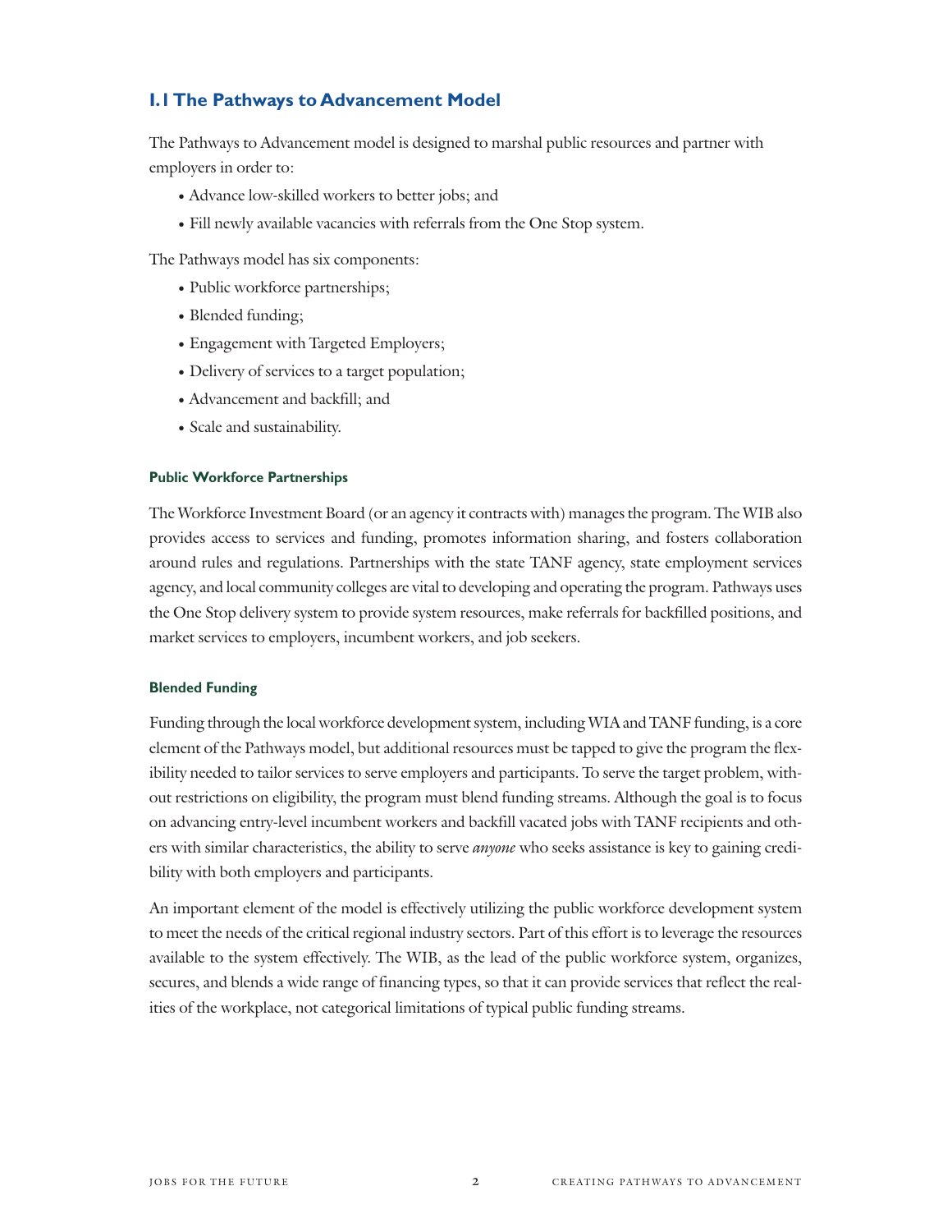## 1.1 The Pathways to Advancement Model

The Pathways to Advancement model is designed to marshal public resources and partner with employers in order to:

- Advance low-skilled workers to better jobs; and
- Fill newly available vacancies with referrals from the One Stop system.

The Pathways model has six components:

- Public workforce partnerships;
- Blended funding;
- Engagement with Targeted Employers;
- Delivery of services to a target population;
- Advancement and backfill; and
- Scale and sustainability.

#### Public Workforce Partnerships

The Workforce Investment Board (or an agency it contracts with) manages the program. The WIB also provides access to services and funding, promotes information sharing, and fosters collaboration around rules and regulations. Partnerships with the state TANF agency, state employment services agency, and local community colleges are vital to developing and operating the program. Pathways uses the One Stop delivery system to provide system resources, make referrals for backfilled positions, and market services to employers, incumbent workers, and job seekers.

#### Blended Funding

Funding through the local workforce development system, including WIA and TANF funding, is a core element of the Pathways model, but additional resources must be tapped to give the program the flexibility needed to tailor services to serve employers and participants. To serve the target problem, without restrictions on eligibility, the program must blend funding streams. Although the goal is to focus on advancing entry-level incumbent workers and backfill vacated jobs with TANF recipients and others with similar characteristics, the ability to serve *anyone* who seeks assistance is key to gaining credibility with both employers and participants.

An important element of the model is effectively utilizing the public workforce development system to meet the needs of the critical regional industry sectors. Part of this effort is to leverage the resources available to the system effectively. The WIB, as the lead of the public workforce system, organizes, secures, and blends a wide range of financing types, so that it can provide services that reflect the realities of the workplace, not categorical limitations of typical public funding streams.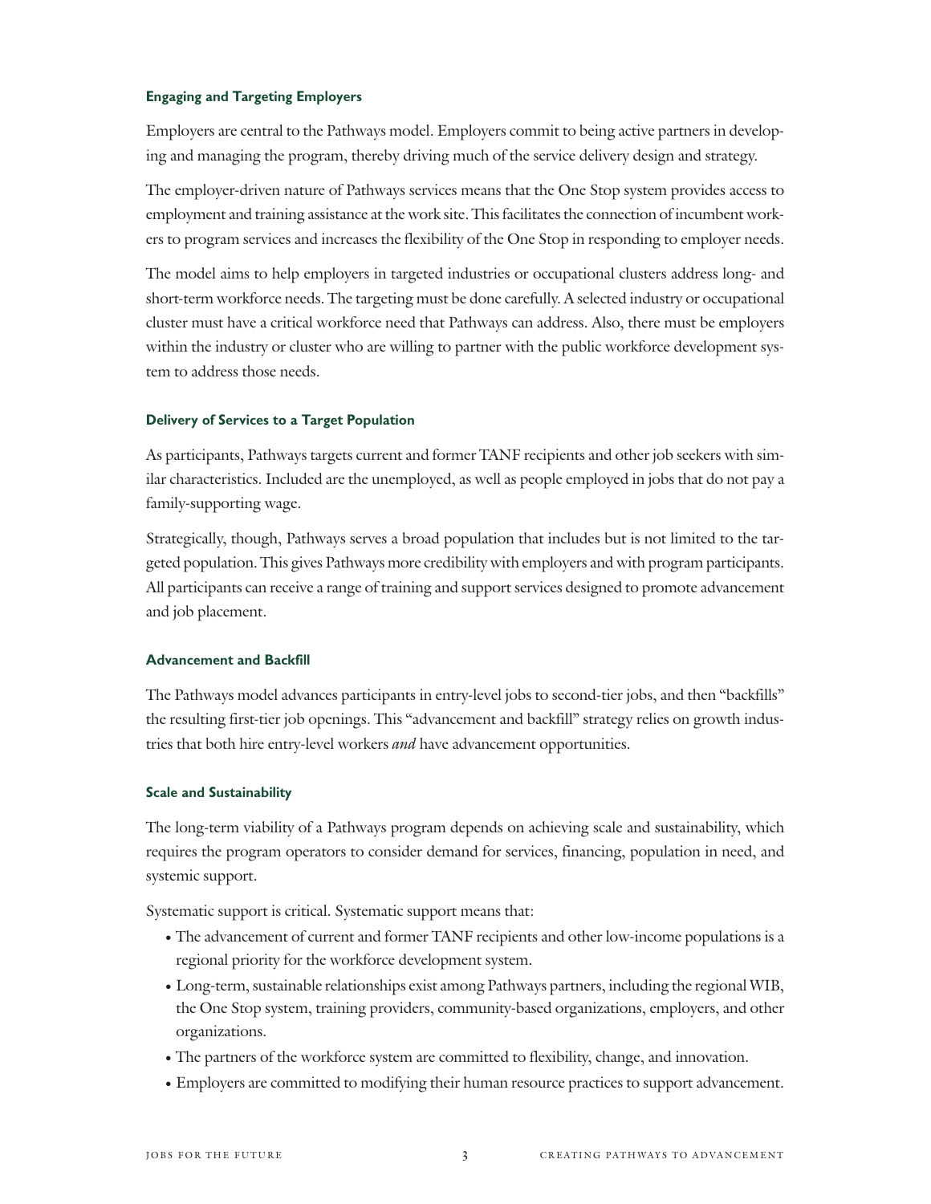### Engaging and Targeting Employers

Employers are central to the Pathways model. Employers commit to being active partners in developing and managing the program, thereby driving much of the service delivery design and strategy.

The employer-driven nature of Pathways services means that the One Stop system provides access to employment and training assistance at the work site. This facilitates the connection of incumbent workers to program services and increases the flexibility of the One Stop in responding to employer needs.

The model aims to help employers in targeted industries or occupational clusters address long- and short-term workforce needs. The targeting must be done carefully. A selected industry or occupational cluster must have a critical workforce need that Pathways can address. Also, there must be employers within the industry or cluster who are willing to partner with the public workforce development system to address those needs.

### Delivery of Services to a Target Population

As participants, Pathways targets current and former TANF recipients and other job seekers with similar characteristics. Included are the unemployed, as well as people employed in jobs that do not pay a family-supporting wage.

Strategically, though, Pathways serves a broad population that includes but is not limited to the targeted population. This gives Pathways more credibility with employers and with program participants. All participants can receive a range of training and support services designed to promote advancement and job placement.

### Advancement and Backfill

The Pathways model advances participants in entry-level jobs to second-tier jobs, and then "backfills" the resulting first-tier job openings. This "advancement and backfill" strategy relies on growth industries that both hire entry-level workers *and* have advancement opportunities.

### Scale and Sustainability

The long-term viability of a Pathways program depends on achieving scale and sustainability, which requires the program operators to consider demand for services, financing, population in need, and systemic support.

Systematic support is critical. Systematic support means that:

- The advancement of current and former TANF recipients and other low-income populations is a regional priority for the workforce development system.
- Long-term, sustainable relationships exist among Pathways partners, including the regional WIB, the One Stop system, training providers, community-based organizations, employers, and other organizations.
- The partners of the workforce system are committed to flexibility, change, and innovation.
- Employers are committed to modifying their human resource practices to support advancement.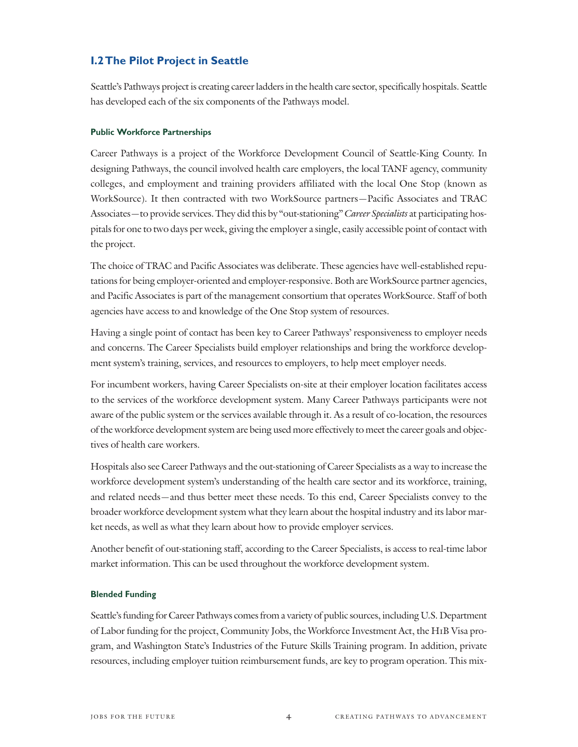## 1.2 The Pilot Project in Seattle

Seattle's Pathways project is creating career ladders in the health care sector, specifically hospitals. Seattle has developed each of the six components of the Pathways model.

#### Public Workforce Partnerships

Career Pathways is a project of the Workforce Development Council of Seattle-King County. In designing Pathways, the council involved health care employers, the local TANF agency, community colleges, and employment and training providers affiliated with the local One Stop (known as WorkSource). It then contracted with two WorkSource partners—Pacific Associates and TRAC Associates—to provide services. They did this by "out-stationing" *Career Specialists* at participating hospitals for one to two days per week, giving the employer a single, easily accessible point of contact with the project.

The choice of TRAC and Pacific Associates was deliberate. These agencies have well-established reputations for being employer-oriented and employer-responsive. Both are WorkSource partner agencies, and Pacific Associates is part of the management consortium that operates WorkSource. Staff of both agencies have access to and knowledge of the One Stop system of resources.

Having a single point of contact has been key to Career Pathways' responsiveness to employer needs and concerns. The Career Specialists build employer relationships and bring the workforce development system's training, services, and resources to employers, to help meet employer needs.

For incumbent workers, having Career Specialists on-site at their employer location facilitates access to the services of the workforce development system. Many Career Pathways participants were not aware of the public system or the services available through it. As a result of co-location, the resources of the workforce development system are being used more effectively to meet the career goals and objectives of health care workers.

Hospitals also see Career Pathways and the out-stationing of Career Specialists as a way to increase the workforce development system's understanding of the health care sector and its workforce, training, and related needs—and thus better meet these needs. To this end, Career Specialists convey to the broader workforce development system what they learn about the hospital industry and its labor market needs, as well as what they learn about how to provide employer services.

Another benefit of out-stationing staff, according to the Career Specialists, is access to real-time labor market information. This can be used throughout the workforce development system.

#### Blended Funding

Seattle's funding for Career Pathways comes from a variety of public sources, including U.S. Department of Labor funding for the project, Community Jobs, the Workforce Investment Act, the H1B Visa program, and Washington State's Industries of the Future Skills Training program. In addition, private resources, including employer tuition reimbursement funds, are key to program operation. This mix-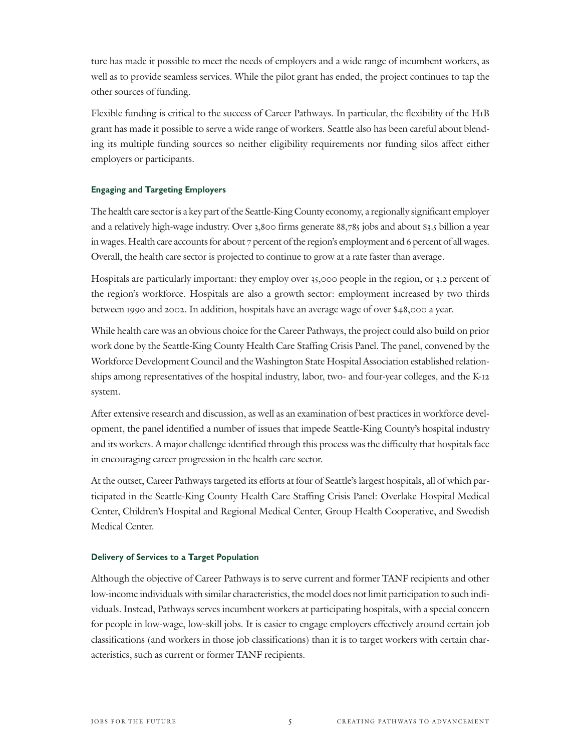ture has made it possible to meet the needs of employers and a wide range of incumbent workers, as well as to provide seamless services. While the pilot grant has ended, the project continues to tap the other sources of funding.

Flexible funding is critical to the success of Career Pathways. In particular, the flexibility of the H1B grant has made it possible to serve a wide range of workers. Seattle also has been careful about blending its multiple funding sources so neither eligibility requirements nor funding silos affect either employers or participants.

#### Engaging and Targeting Employers

The health care sector is a key part of the Seattle-King County economy, a regionally significant employer and a relatively high-wage industry. Over 3,800 firms generate 88,785 jobs and about $3.5 billion a year in wages. Health care accounts for about 7 percent of the region's employment and 6 percent of all wages. Overall, the health care sector is projected to continue to grow at a rate faster than average.

Hospitals are particularly important: they employ over 35,000 people in the region, or 3.2 percent of the region's workforce. Hospitals are also a growth sector: employment increased by two thirds between 1990 and 2002. In addition, hospitals have an average wage of over $48,000 a year.

While health care was an obvious choice for the Career Pathways, the project could also build on prior work done by the Seattle-King County Health Care Staffing Crisis Panel. The panel, convened by the Workforce Development Council and the Washington State Hospital Association established relationships among representatives of the hospital industry, labor, two- and four-year colleges, and the K-12 system.

After extensive research and discussion, as well as an examination of best practices in workforce development, the panel identified a number of issues that impede Seattle-King County's hospital industry and its workers. A major challenge identified through this process was the difficulty that hospitals face in encouraging career progression in the health care sector.

At the outset, Career Pathways targeted its efforts at four of Seattle's largest hospitals, all of which participated in the Seattle-King County Health Care Staffing Crisis Panel: Overlake Hospital Medical Center, Children's Hospital and Regional Medical Center, Group Health Cooperative, and Swedish Medical Center.

#### Delivery of Services to a Target Population

Although the objective of Career Pathways is to serve current and former TANF recipients and other low-income individuals with similar characteristics, the model does not limit participation to such individuals. Instead, Pathways serves incumbent workers at participating hospitals, with a special concern for people in low-wage, low-skill jobs. It is easier to engage employers effectively around certain job classifications (and workers in those job classifications) than it is to target workers with certain characteristics, such as current or former TANF recipients.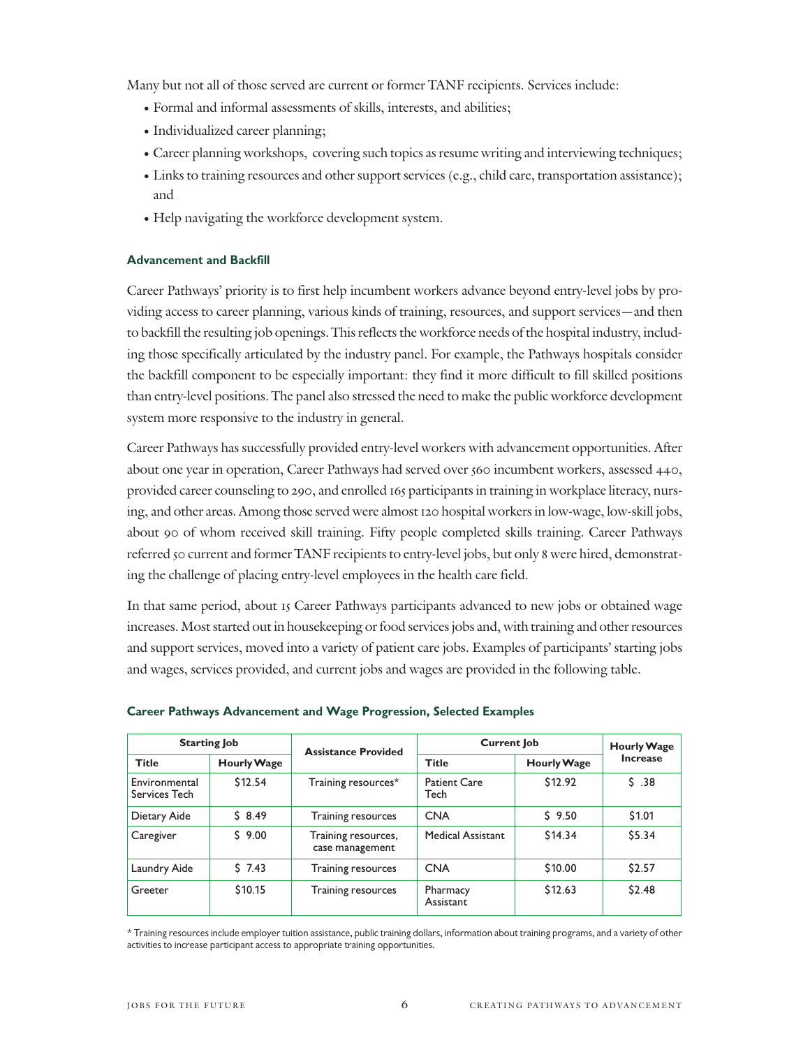Many but not all of those served are current or former TANF recipients. Services include:

- Formal and informal assessments of skills, interests, and abilities;
- Individualized career planning;
- Career planning workshops, covering such topics as resume writing and interviewing techniques;
- Links to training resources and other support services (e.g., child care, transportation assistance); and
- Help navigating the workforce development system.

### Advancement and Backfill

Career Pathways' priority is to first help incumbent workers advance beyond entry-level jobs by providing access to career planning, various kinds of training, resources, and support services—and then to backfill the resulting job openings. This reflects the workforce needs of the hospital industry, including those specifically articulated by the industry panel. For example, the Pathways hospitals consider the backfill component to be especially important: they find it more difficult to fill skilled positions than entry-level positions. The panel also stressed the need to make the public workforce development system more responsive to the industry in general.

Career Pathways has successfully provided entry-level workers with advancement opportunities. After about one year in operation, Career Pathways had served over 560 incumbent workers, assessed 440, provided career counseling to 290, and enrolled 165 participants in training in workplace literacy, nursing, and other areas. Among those served were almost 120 hospital workers in low-wage, low-skill jobs, about 90 of whom received skill training. Fifty people completed skills training. Career Pathways referred 50 current and former TANF recipients to entry-level jobs, but only 8 were hired, demonstrating the challenge of placing entry-level employees in the health care field.

In that same period, about 15 Career Pathways participants advanced to new jobs or obtained wage increases. Most started out in housekeeping or food services jobs and, with training and other resources and support services, moved into a variety of patient care jobs. Examples of participants' starting jobs and wages, services provided, and current jobs and wages are provided in the following table.

**Career Pathways Advancement and Wage Progression, Selected Examples**

| Starting Job | | Assistance Provided | Current Job | | Hourly Wage Increase |
|---|---|---|---|---|---|
| Title | Hourly Wage | | Title | Hourly Wage | |
| Environmental Services Tech | $12.54 | Training resources* | Patient Care Tech | $12.92 | $ .38 |
| Dietary Aide | $ 8.49 | Training resources | CNA | $ 9.50 | $1.01 |
| Caregiver | $ 9.00 | Training resources, case management | Medical Assistant | $14.34 | $5.34 |
| Laundry Aide | $ 7.43 | Training resources | CNA | $10.00 | $2.57 |
| Greeter | $10.15 | Training resources | Pharmacy Assistant | $12.63 | $2.48 |

\* Training resources include employer tuition assistance, public training dollars, information about training programs, and a variety of other activities to increase participant access to appropriate training opportunities.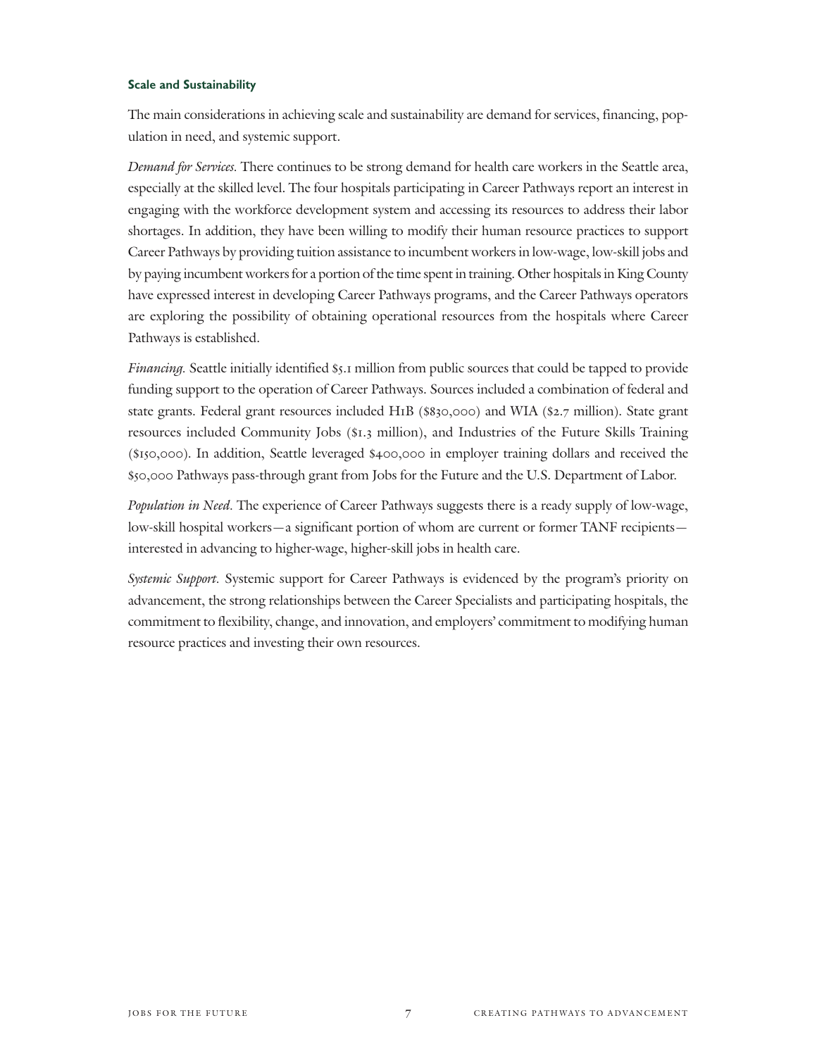### Scale and Sustainability

The main considerations in achieving scale and sustainability are demand for services, financing, population in need, and systemic support.

*Demand for Services.* There continues to be strong demand for health care workers in the Seattle area, especially at the skilled level. The four hospitals participating in Career Pathways report an interest in engaging with the workforce development system and accessing its resources to address their labor shortages. In addition, they have been willing to modify their human resource practices to support Career Pathways by providing tuition assistance to incumbent workers in low-wage, low-skill jobs and by paying incumbent workers for a portion of the time spent in training. Other hospitals in King County have expressed interest in developing Career Pathways programs, and the Career Pathways operators are exploring the possibility of obtaining operational resources from the hospitals where Career Pathways is established.

*Financing.* Seattle initially identified $5.1 million from public sources that could be tapped to provide funding support to the operation of Career Pathways. Sources included a combination of federal and state grants. Federal grant resources included H1B ($830,000) and WIA ($2.7 million). State grant resources included Community Jobs ($1.3 million), and Industries of the Future Skills Training ($150,000). In addition, Seattle leveraged $400,000 in employer training dollars and received the $50,000 Pathways pass-through grant from Jobs for the Future and the U.S. Department of Labor.

*Population in Need.* The experience of Career Pathways suggests there is a ready supply of low-wage, low-skill hospital workers—a significant portion of whom are current or former TANF recipients—interested in advancing to higher-wage, higher-skill jobs in health care.

*Systemic Support.* Systemic support for Career Pathways is evidenced by the program's priority on advancement, the strong relationships between the Career Specialists and participating hospitals, the commitment to flexibility, change, and innovation, and employers' commitment to modifying human resource practices and investing their own resources.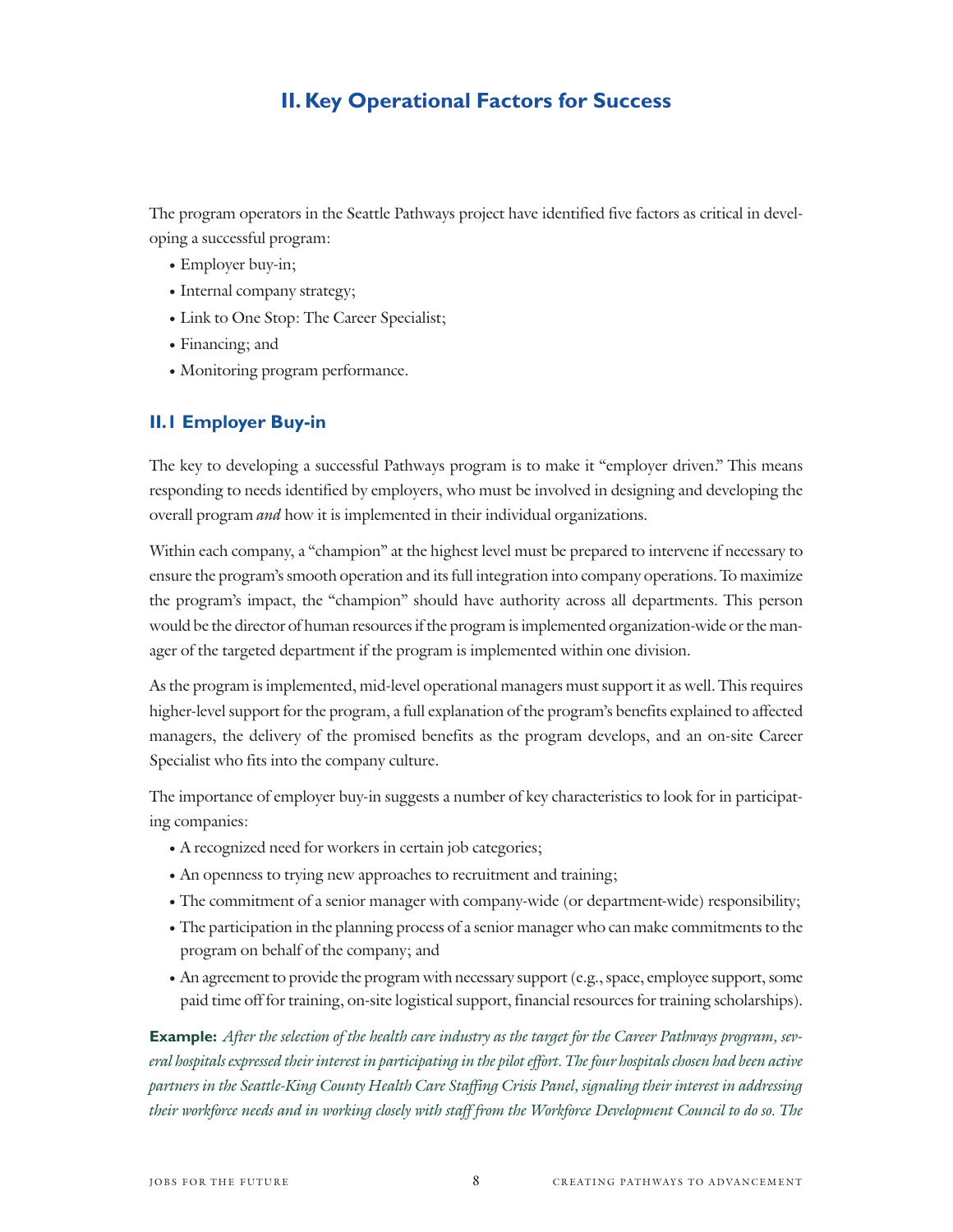## II. Key Operational Factors for Success

The program operators in the Seattle Pathways project have identified five factors as critical in developing a successful program:

- Employer buy-in;
- Internal company strategy;
- Link to One Stop: The Career Specialist;
- Financing; and
- Monitoring program performance.

### II.1 Employer Buy-in

The key to developing a successful Pathways program is to make it "employer driven." This means responding to needs identified by employers, who must be involved in designing and developing the overall program *and* how it is implemented in their individual organizations.

Within each company, a "champion" at the highest level must be prepared to intervene if necessary to ensure the program's smooth operation and its full integration into company operations. To maximize the program's impact, the "champion" should have authority across all departments. This person would be the director of human resources if the program is implemented organization-wide or the manager of the targeted department if the program is implemented within one division.

As the program is implemented, mid-level operational managers must support it as well. This requires higher-level support for the program, a full explanation of the program's benefits explained to affected managers, the delivery of the promised benefits as the program develops, and an on-site Career Specialist who fits into the company culture.

The importance of employer buy-in suggests a number of key characteristics to look for in participating companies:

- A recognized need for workers in certain job categories;
- An openness to trying new approaches to recruitment and training;
- The commitment of a senior manager with company-wide (or department-wide) responsibility;
- The participation in the planning process of a senior manager who can make commitments to the program on behalf of the company; and
- An agreement to provide the program with necessary support (e.g., space, employee support, some paid time off for training, on-site logistical support, financial resources for training scholarships).

**Example:** *After the selection of the health care industry as the target for the Career Pathways program, several hospitals expressed their interest in participating in the pilot effort. The four hospitals chosen had been active partners in the Seattle-King County Health Care Staffing Crisis Panel, signaling their interest in addressing their workforce needs and in working closely with staff from the Workforce Development Council to do so. The*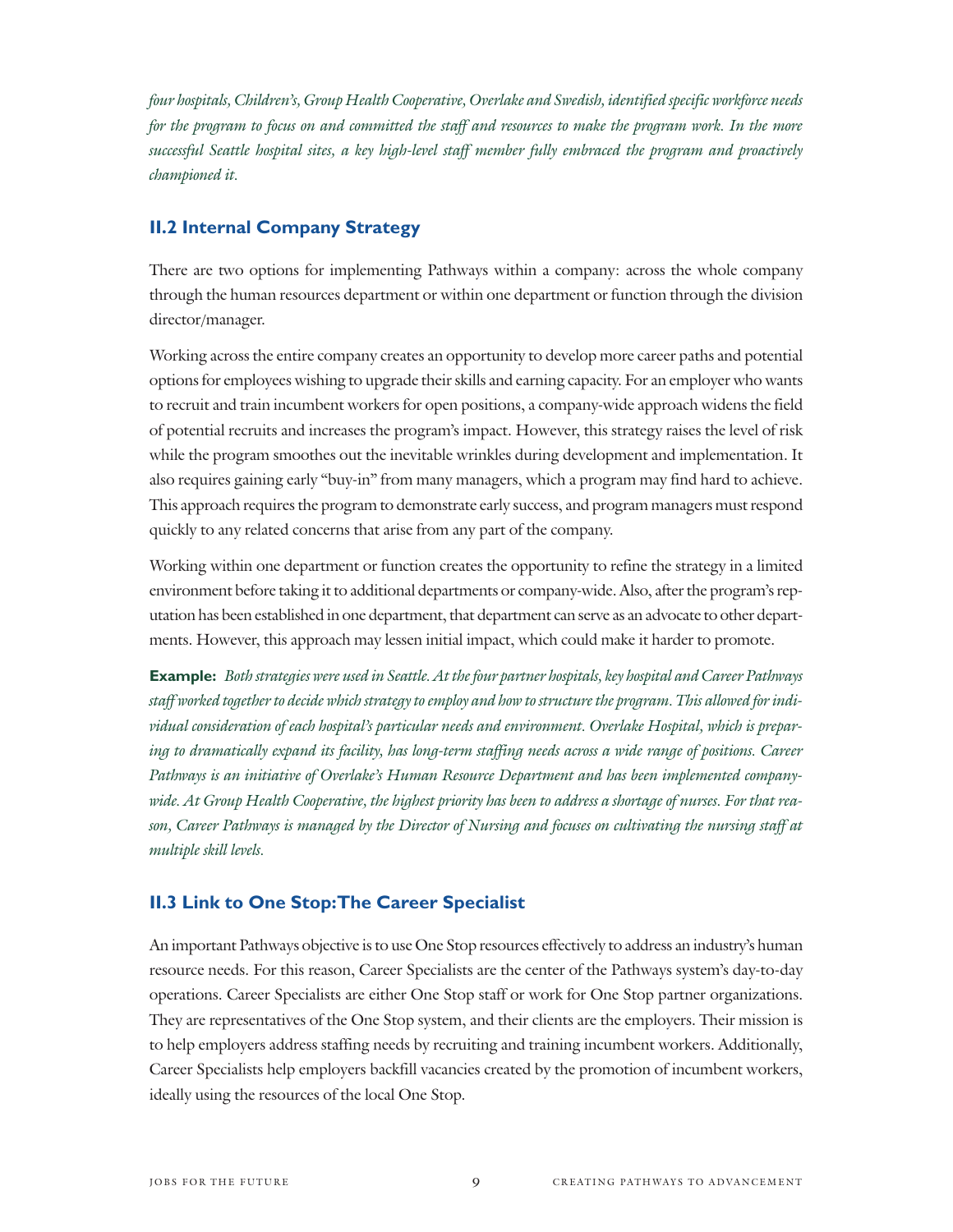*four hospitals, Children's, Group Health Cooperative, Overlake and Swedish, identified specific workforce needs for the program to focus on and committed the staff and resources to make the program work. In the more successful Seattle hospital sites, a key high-level staff member fully embraced the program and proactively championed it.*

## II.2 Internal Company Strategy

There are two options for implementing Pathways within a company: across the whole company through the human resources department or within one department or function through the division director/manager.

Working across the entire company creates an opportunity to develop more career paths and potential options for employees wishing to upgrade their skills and earning capacity. For an employer who wants to recruit and train incumbent workers for open positions, a company-wide approach widens the field of potential recruits and increases the program's impact. However, this strategy raises the level of risk while the program smoothes out the inevitable wrinkles during development and implementation. It also requires gaining early "buy-in" from many managers, which a program may find hard to achieve. This approach requires the program to demonstrate early success, and program managers must respond quickly to any related concerns that arise from any part of the company.

Working within one department or function creates the opportunity to refine the strategy in a limited environment before taking it to additional departments or company-wide. Also, after the program's reputation has been established in one department, that department can serve as an advocate to other departments. However, this approach may lessen initial impact, which could make it harder to promote.

**Example:** *Both strategies were used in Seattle. At the four partner hospitals, key hospital and Career Pathways staff worked together to decide which strategy to employ and how to structure the program. This allowed for individual consideration of each hospital's particular needs and environment. Overlake Hospital, which is preparing to dramatically expand its facility, has long-term staffing needs across a wide range of positions. Career Pathways is an initiative of Overlake's Human Resource Department and has been implemented company-wide. At Group Health Cooperative, the highest priority has been to address a shortage of nurses. For that reason, Career Pathways is managed by the Director of Nursing and focuses on cultivating the nursing staff at multiple skill levels.*

## II.3 Link to One Stop: The Career Specialist

An important Pathways objective is to use One Stop resources effectively to address an industry's human resource needs. For this reason, Career Specialists are the center of the Pathways system's day-to-day operations. Career Specialists are either One Stop staff or work for One Stop partner organizations. They are representatives of the One Stop system, and their clients are the employers. Their mission is to help employers address staffing needs by recruiting and training incumbent workers. Additionally, Career Specialists help employers backfill vacancies created by the promotion of incumbent workers, ideally using the resources of the local One Stop.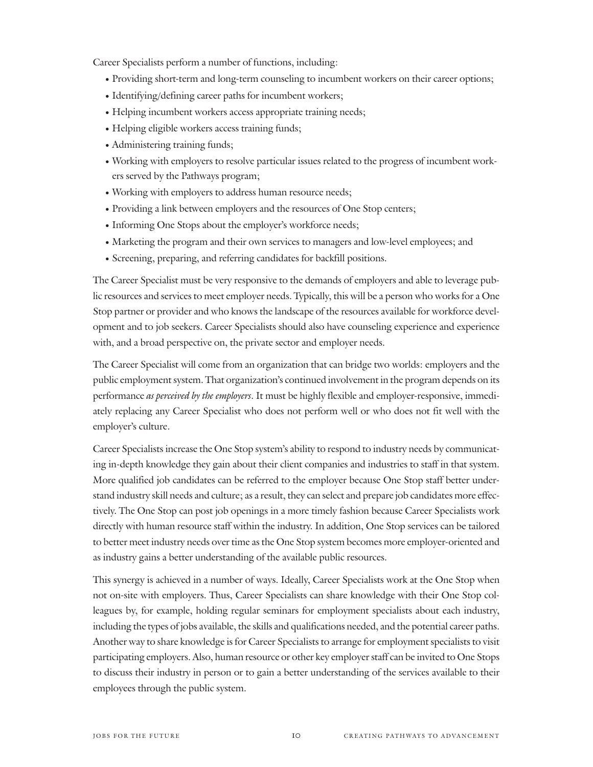Career Specialists perform a number of functions, including:

- Providing short-term and long-term counseling to incumbent workers on their career options;
- Identifying/defining career paths for incumbent workers;
- Helping incumbent workers access appropriate training needs;
- Helping eligible workers access training funds;
- Administering training funds;
- Working with employers to resolve particular issues related to the progress of incumbent workers served by the Pathways program;
- Working with employers to address human resource needs;
- Providing a link between employers and the resources of One Stop centers;
- Informing One Stops about the employer's workforce needs;
- Marketing the program and their own services to managers and low-level employees; and
- Screening, preparing, and referring candidates for backfill positions.

The Career Specialist must be very responsive to the demands of employers and able to leverage public resources and services to meet employer needs. Typically, this will be a person who works for a One Stop partner or provider and who knows the landscape of the resources available for workforce development and to job seekers. Career Specialists should also have counseling experience and experience with, and a broad perspective on, the private sector and employer needs.

The Career Specialist will come from an organization that can bridge two worlds: employers and the public employment system. That organization's continued involvement in the program depends on its performance *as perceived by the employers*. It must be highly flexible and employer-responsive, immediately replacing any Career Specialist who does not perform well or who does not fit well with the employer's culture.

Career Specialists increase the One Stop system's ability to respond to industry needs by communicating in-depth knowledge they gain about their client companies and industries to staff in that system. More qualified job candidates can be referred to the employer because One Stop staff better understand industry skill needs and culture; as a result, they can select and prepare job candidates more effectively. The One Stop can post job openings in a more timely fashion because Career Specialists work directly with human resource staff within the industry. In addition, One Stop services can be tailored to better meet industry needs over time as the One Stop system becomes more employer-oriented and as industry gains a better understanding of the available public resources.

This synergy is achieved in a number of ways. Ideally, Career Specialists work at the One Stop when not on-site with employers. Thus, Career Specialists can share knowledge with their One Stop colleagues by, for example, holding regular seminars for employment specialists about each industry, including the types of jobs available, the skills and qualifications needed, and the potential career paths. Another way to share knowledge is for Career Specialists to arrange for employment specialists to visit participating employers. Also, human resource or other key employer staff can be invited to One Stops to discuss their industry in person or to gain a better understanding of the services available to their employees through the public system.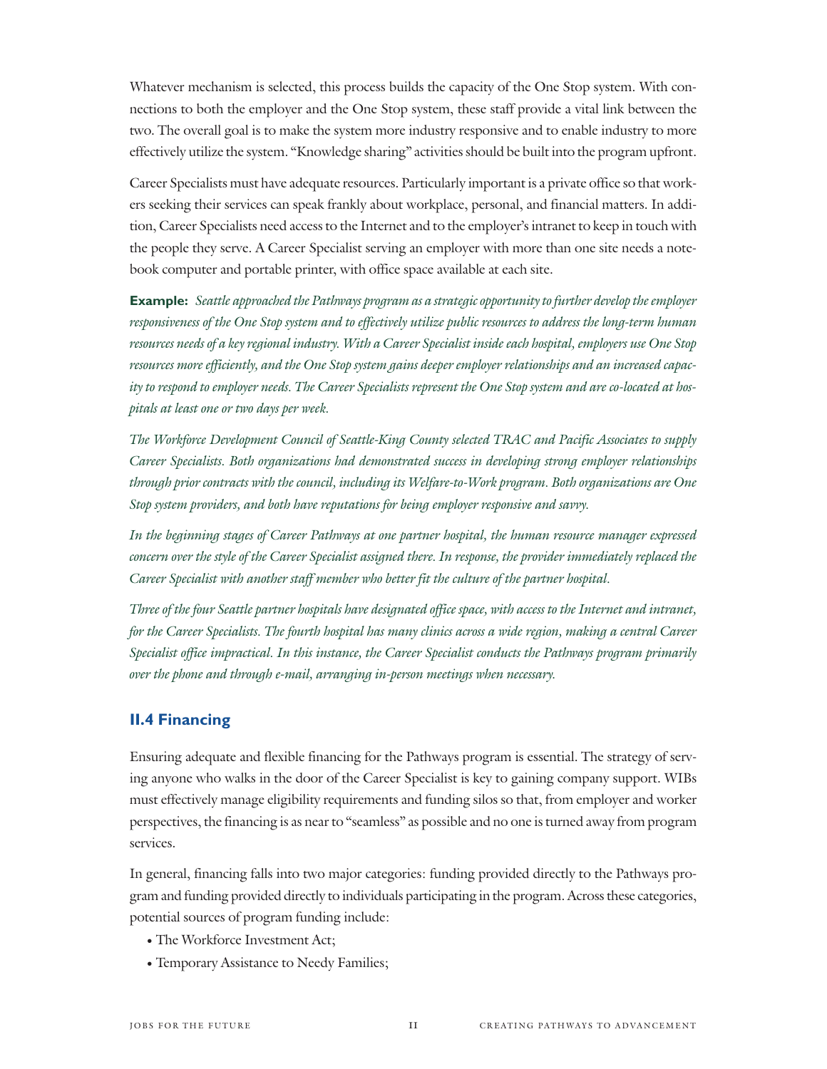Whatever mechanism is selected, this process builds the capacity of the One Stop system. With connections to both the employer and the One Stop system, these staff provide a vital link between the two. The overall goal is to make the system more industry responsive and to enable industry to more effectively utilize the system. "Knowledge sharing" activities should be built into the program upfront.

Career Specialists must have adequate resources. Particularly important is a private office so that workers seeking their services can speak frankly about workplace, personal, and financial matters. In addition, Career Specialists need access to the Internet and to the employer's intranet to keep in touch with the people they serve. A Career Specialist serving an employer with more than one site needs a notebook computer and portable printer, with office space available at each site.

**Example:** *Seattle approached the Pathways program as a strategic opportunity to further develop the employer responsiveness of the One Stop system and to effectively utilize public resources to address the long-term human resources needs of a key regional industry. With a Career Specialist inside each hospital, employers use One Stop resources more efficiently, and the One Stop system gains deeper employer relationships and an increased capacity to respond to employer needs. The Career Specialists represent the One Stop system and are co-located at hospitals at least one or two days per week.*

*The Workforce Development Council of Seattle-King County selected TRAC and Pacific Associates to supply Career Specialists. Both organizations had demonstrated success in developing strong employer relationships through prior contracts with the council, including its Welfare-to-Work program. Both organizations are One Stop system providers, and both have reputations for being employer responsive and savvy.*

*In the beginning stages of Career Pathways at one partner hospital, the human resource manager expressed concern over the style of the Career Specialist assigned there. In response, the provider immediately replaced the Career Specialist with another staff member who better fit the culture of the partner hospital.*

*Three of the four Seattle partner hospitals have designated office space, with access to the Internet and intranet, for the Career Specialists. The fourth hospital has many clinics across a wide region, making a central Career Specialist office impractical. In this instance, the Career Specialist conducts the Pathways program primarily over the phone and through e-mail, arranging in-person meetings when necessary.*

## II.4 Financing

Ensuring adequate and flexible financing for the Pathways program is essential. The strategy of serving anyone who walks in the door of the Career Specialist is key to gaining company support. WIBs must effectively manage eligibility requirements and funding silos so that, from employer and worker perspectives, the financing is as near to "seamless" as possible and no one is turned away from program services.

In general, financing falls into two major categories: funding provided directly to the Pathways program and funding provided directly to individuals participating in the program. Across these categories, potential sources of program funding include:

- The Workforce Investment Act;
- Temporary Assistance to Needy Families;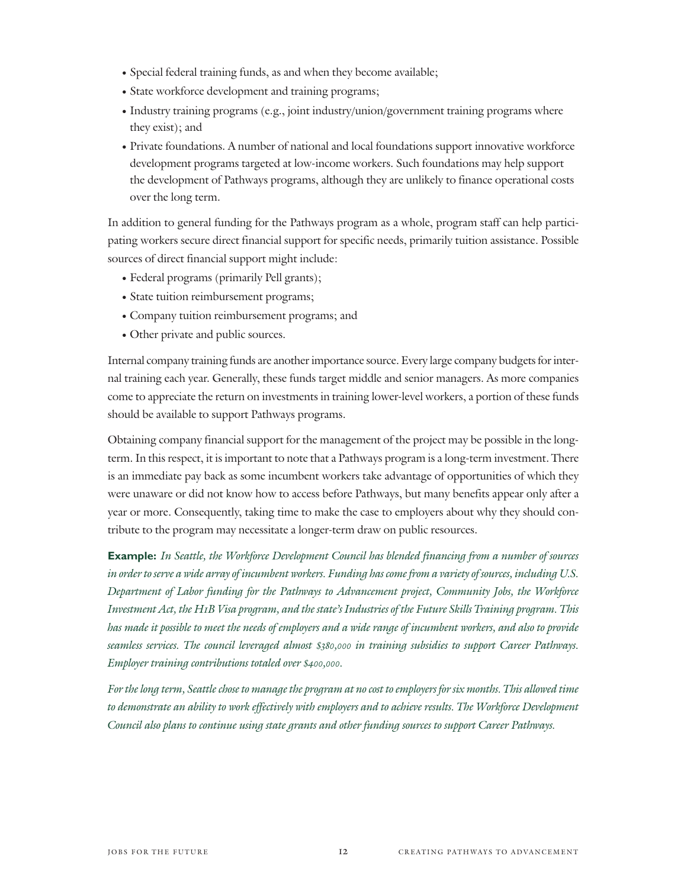- Special federal training funds, as and when they become available;
- State workforce development and training programs;
- Industry training programs (e.g., joint industry/union/government training programs where they exist); and
- Private foundations. A number of national and local foundations support innovative workforce development programs targeted at low-income workers. Such foundations may help support the development of Pathways programs, although they are unlikely to finance operational costs over the long term.

In addition to general funding for the Pathways program as a whole, program staff can help participating workers secure direct financial support for specific needs, primarily tuition assistance. Possible sources of direct financial support might include:

- Federal programs (primarily Pell grants);
- State tuition reimbursement programs;
- Company tuition reimbursement programs; and
- Other private and public sources.

Internal company training funds are another importance source. Every large company budgets for internal training each year. Generally, these funds target middle and senior managers. As more companies come to appreciate the return on investments in training lower-level workers, a portion of these funds should be available to support Pathways programs.

Obtaining company financial support for the management of the project may be possible in the long-term. In this respect, it is important to note that a Pathways program is a long-term investment. There is an immediate pay back as some incumbent workers take advantage of opportunities of which they were unaware or did not know how to access before Pathways, but many benefits appear only after a year or more. Consequently, taking time to make the case to employers about why they should contribute to the program may necessitate a longer-term draw on public resources.

**Example:** *In Seattle, the Workforce Development Council has blended financing from a number of sources in order to serve a wide array of incumbent workers. Funding has come from a variety of sources, including U.S. Department of Labor funding for the Pathways to Advancement project, Community Jobs, the Workforce Investment Act, the H1B Visa program, and the state's Industries of the Future Skills Training program. This has made it possible to meet the needs of employers and a wide range of incumbent workers, and also to provide seamless services. The council leveraged almost $380,000 in training subsidies to support Career Pathways. Employer training contributions totaled over $400,000.*

*For the long term, Seattle chose to manage the program at no cost to employers for six months. This allowed time to demonstrate an ability to work effectively with employers and to achieve results. The Workforce Development Council also plans to continue using state grants and other funding sources to support Career Pathways.*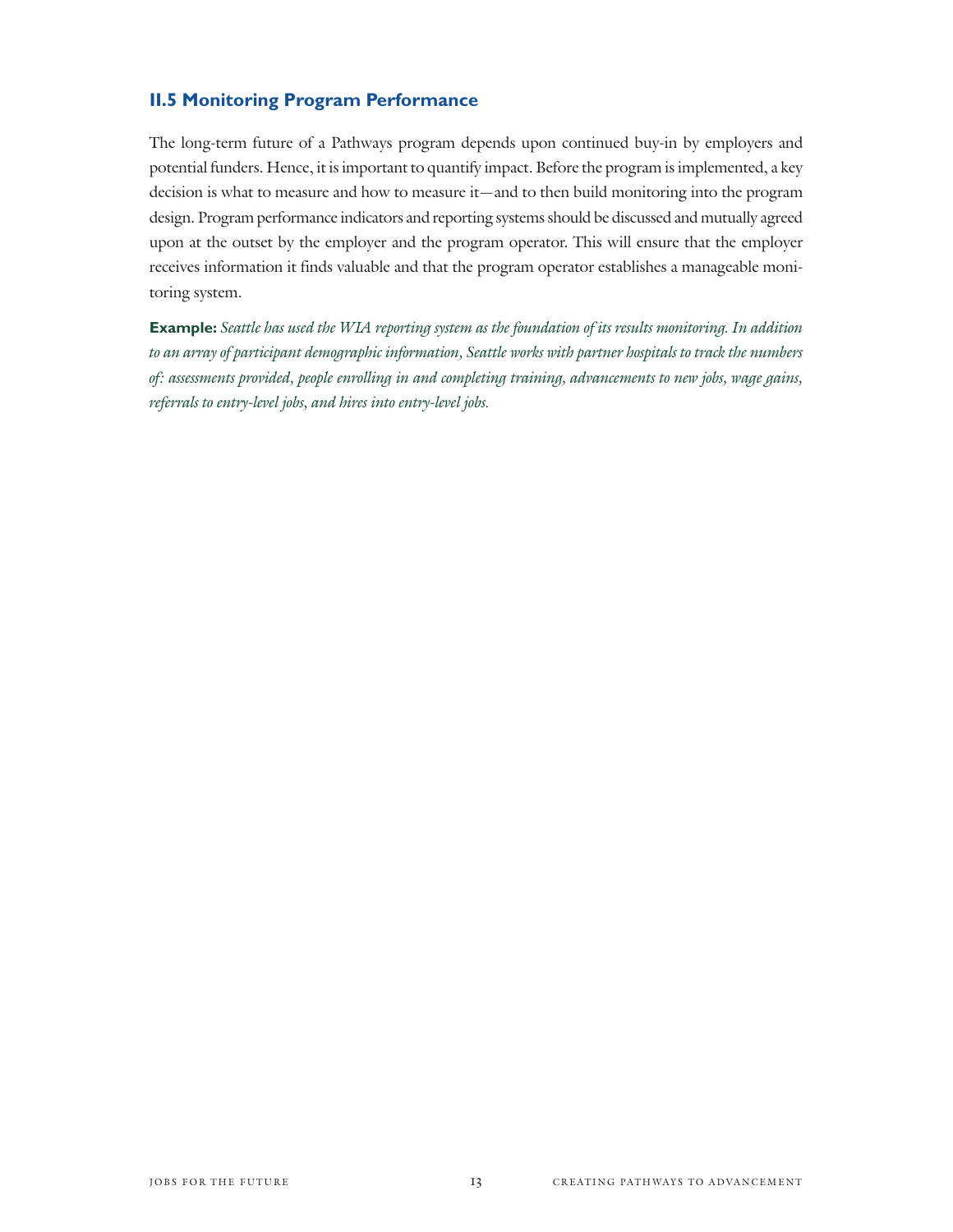### II.5 Monitoring Program Performance

The long-term future of a Pathways program depends upon continued buy-in by employers and potential funders. Hence, it is important to quantify impact. Before the program is implemented, a key decision is what to measure and how to measure it—and to then build monitoring into the program design. Program performance indicators and reporting systems should be discussed and mutually agreed upon at the outset by the employer and the program operator. This will ensure that the employer receives information it finds valuable and that the program operator establishes a manageable monitoring system.

**Example:** *Seattle has used the WIA reporting system as the foundation of its results monitoring. In addition to an array of participant demographic information, Seattle works with partner hospitals to track the numbers of: assessments provided, people enrolling in and completing training, advancements to new jobs, wage gains, referrals to entry-level jobs, and hires into entry-level jobs.*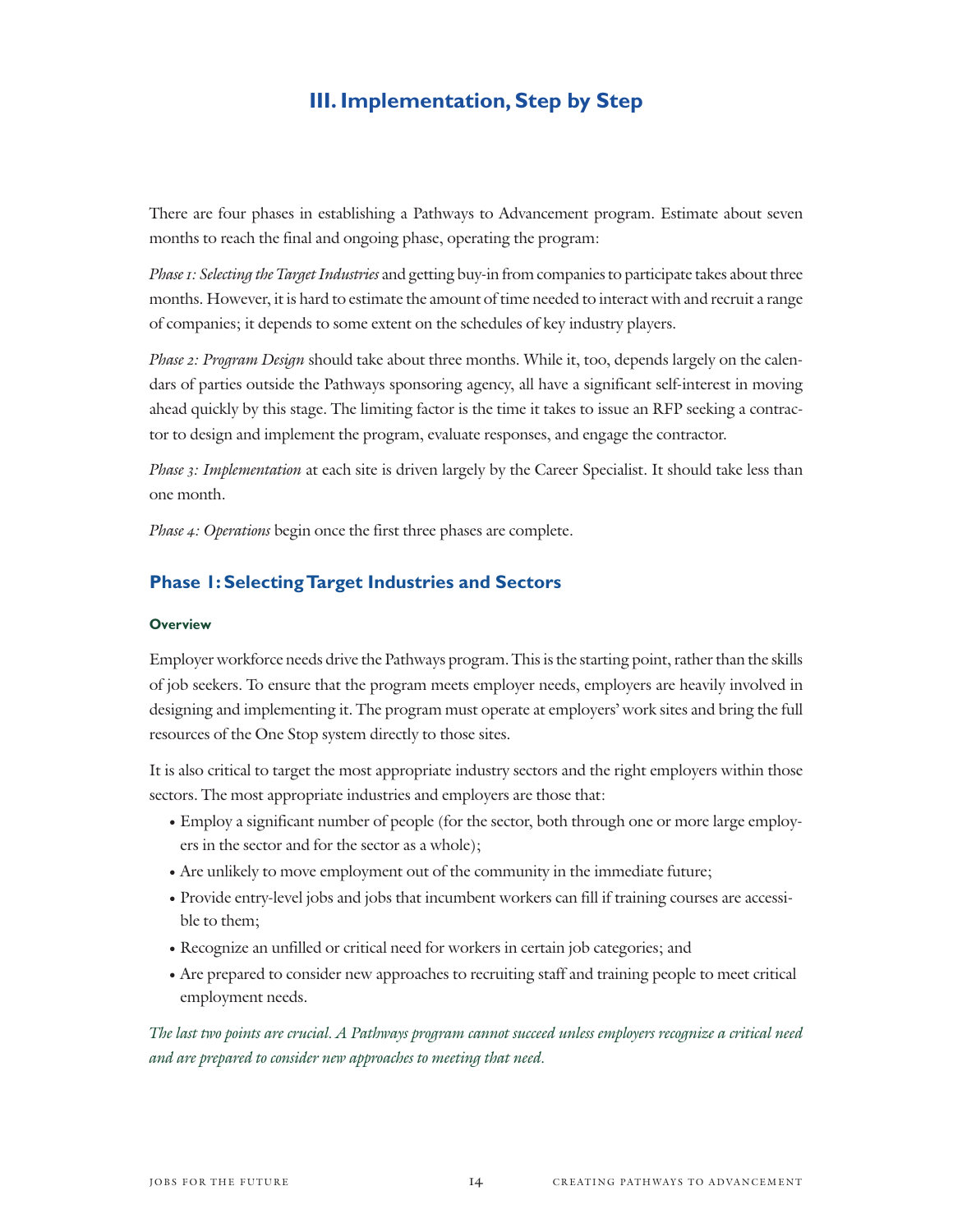## III. Implementation, Step by Step

There are four phases in establishing a Pathways to Advancement program. Estimate about seven months to reach the final and ongoing phase, operating the program:

*Phase 1: Selecting the Target Industries* and getting buy-in from companies to participate takes about three months. However, it is hard to estimate the amount of time needed to interact with and recruit a range of companies; it depends to some extent on the schedules of key industry players.

*Phase 2: Program Design* should take about three months. While it, too, depends largely on the calendars of parties outside the Pathways sponsoring agency, all have a significant self-interest in moving ahead quickly by this stage. The limiting factor is the time it takes to issue an RFP seeking a contractor to design and implement the program, evaluate responses, and engage the contractor.

*Phase 3: Implementation* at each site is driven largely by the Career Specialist. It should take less than one month.

*Phase 4: Operations* begin once the first three phases are complete.

### Phase 1: Selecting Target Industries and Sectors

#### Overview

Employer workforce needs drive the Pathways program. This is the starting point, rather than the skills of job seekers. To ensure that the program meets employer needs, employers are heavily involved in designing and implementing it. The program must operate at employers' work sites and bring the full resources of the One Stop system directly to those sites.

It is also critical to target the most appropriate industry sectors and the right employers within those sectors. The most appropriate industries and employers are those that:

- Employ a significant number of people (for the sector, both through one or more large employers in the sector and for the sector as a whole);
- Are unlikely to move employment out of the community in the immediate future;
- Provide entry-level jobs and jobs that incumbent workers can fill if training courses are accessible to them;
- Recognize an unfilled or critical need for workers in certain job categories; and
- Are prepared to consider new approaches to recruiting staff and training people to meet critical employment needs.

*The last two points are crucial. A Pathways program cannot succeed unless employers recognize a critical need and are prepared to consider new approaches to meeting that need.*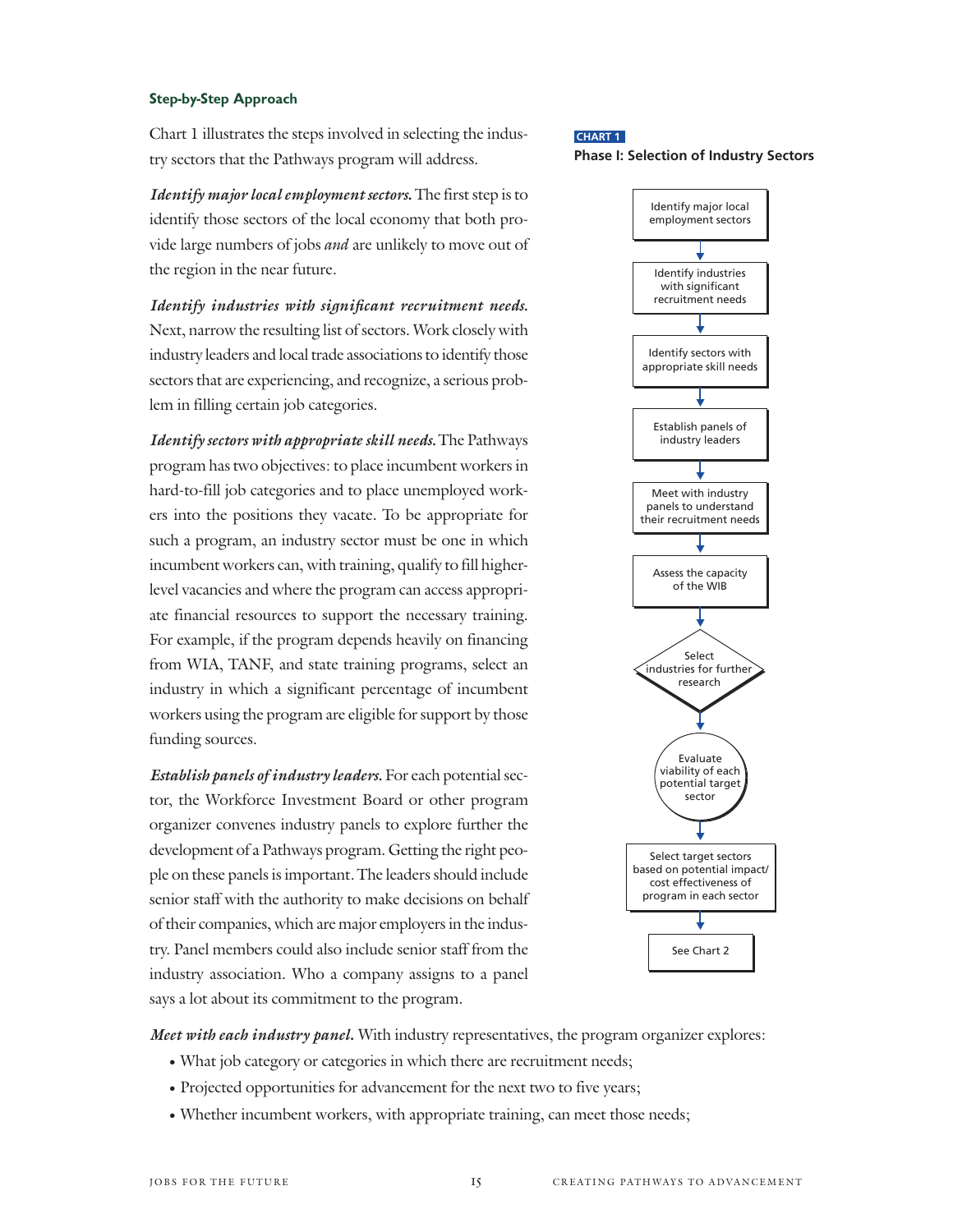### Step-by-Step Approach

Chart 1 illustrates the steps involved in selecting the industry sectors that the Pathways program will address.

***Identify major local employment sectors.*** The first step is to identify those sectors of the local economy that both provide large numbers of jobs *and* are unlikely to move out of the region in the near future.

***Identify industries with significant recruitment needs.*** Next, narrow the resulting list of sectors. Work closely with industry leaders and local trade associations to identify those sectors that are experiencing, and recognize, a serious problem in filling certain job categories.

***Identify sectors with appropriate skill needs.*** The Pathways program has two objectives: to place incumbent workers in hard-to-fill job categories and to place unemployed workers into the positions they vacate. To be appropriate for such a program, an industry sector must be one in which incumbent workers can, with training, qualify to fill higher-level vacancies and where the program can access appropriate financial resources to support the necessary training. For example, if the program depends heavily on financing from WIA, TANF, and state training programs, select an industry in which a significant percentage of incumbent workers using the program are eligible for support by those funding sources.

***Establish panels of industry leaders.*** For each potential sector, the Workforce Investment Board or other program organizer convenes industry panels to explore further the development of a Pathways program. Getting the right people on these panels is important. The leaders should include senior staff with the authority to make decisions on behalf of their companies, which are major employers in the industry. Panel members could also include senior staff from the industry association. Who a company assigns to a panel says a lot about its commitment to the program.

**CHART 1**
**Phase I: Selection of Industry Sectors**

- Identify major local employment sectors
- ↓ Identify industries with significant recruitment needs
- ↓ Identify sectors with appropriate skill needs
- ↓ Establish panels of industry leaders
- ↓ Meet with industry panels to understand their recruitment needs
- ↓ Assess the capacity of the WIB
- ↓ Select industries for further research
- ↓ Evaluate viability of each potential target sector
- ↓ Select target sectors based on potential impact/ cost effectiveness of program in each sector
- ↓ See Chart 2

***Meet with each industry panel.*** With industry representatives, the program organizer explores:

- What job category or categories in which there are recruitment needs;
- Projected opportunities for advancement for the next two to five years;
- Whether incumbent workers, with appropriate training, can meet those needs;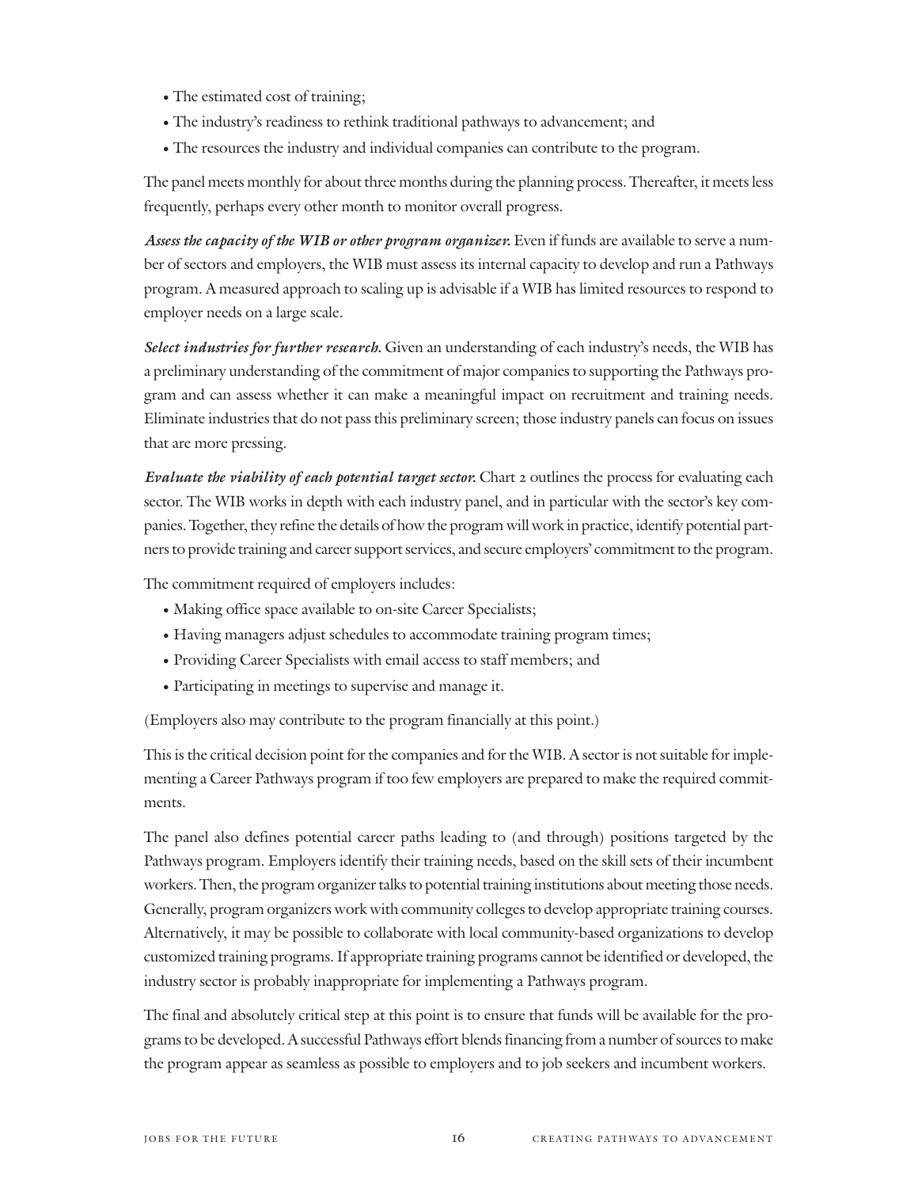- The estimated cost of training;
- The industry's readiness to rethink traditional pathways to advancement; and
- The resources the industry and individual companies can contribute to the program.

The panel meets monthly for about three months during the planning process. Thereafter, it meets less frequently, perhaps every other month to monitor overall progress.

***Assess the capacity of the WIB or other program organizer.*** Even if funds are available to serve a number of sectors and employers, the WIB must assess its internal capacity to develop and run a Pathways program. A measured approach to scaling up is advisable if a WIB has limited resources to respond to employer needs on a large scale.

***Select industries for further research.*** Given an understanding of each industry's needs, the WIB has a preliminary understanding of the commitment of major companies to supporting the Pathways program and can assess whether it can make a meaningful impact on recruitment and training needs. Eliminate industries that do not pass this preliminary screen; those industry panels can focus on issues that are more pressing.

***Evaluate the viability of each potential target sector.*** Chart 2 outlines the process for evaluating each sector. The WIB works in depth with each industry panel, and in particular with the sector's key companies. Together, they refine the details of how the program will work in practice, identify potential partners to provide training and career support services, and secure employers' commitment to the program.

The commitment required of employers includes:

- Making office space available to on-site Career Specialists;
- Having managers adjust schedules to accommodate training program times;
- Providing Career Specialists with email access to staff members; and
- Participating in meetings to supervise and manage it.

(Employers also may contribute to the program financially at this point.)

This is the critical decision point for the companies and for the WIB. A sector is not suitable for implementing a Career Pathways program if too few employers are prepared to make the required commitments.

The panel also defines potential career paths leading to (and through) positions targeted by the Pathways program. Employers identify their training needs, based on the skill sets of their incumbent workers. Then, the program organizer talks to potential training institutions about meeting those needs. Generally, program organizers work with community colleges to develop appropriate training courses. Alternatively, it may be possible to collaborate with local community-based organizations to develop customized training programs. If appropriate training programs cannot be identified or developed, the industry sector is probably inappropriate for implementing a Pathways program.

The final and absolutely critical step at this point is to ensure that funds will be available for the programs to be developed. A successful Pathways effort blends financing from a number of sources to make the program appear as seamless as possible to employers and to job seekers and incumbent workers.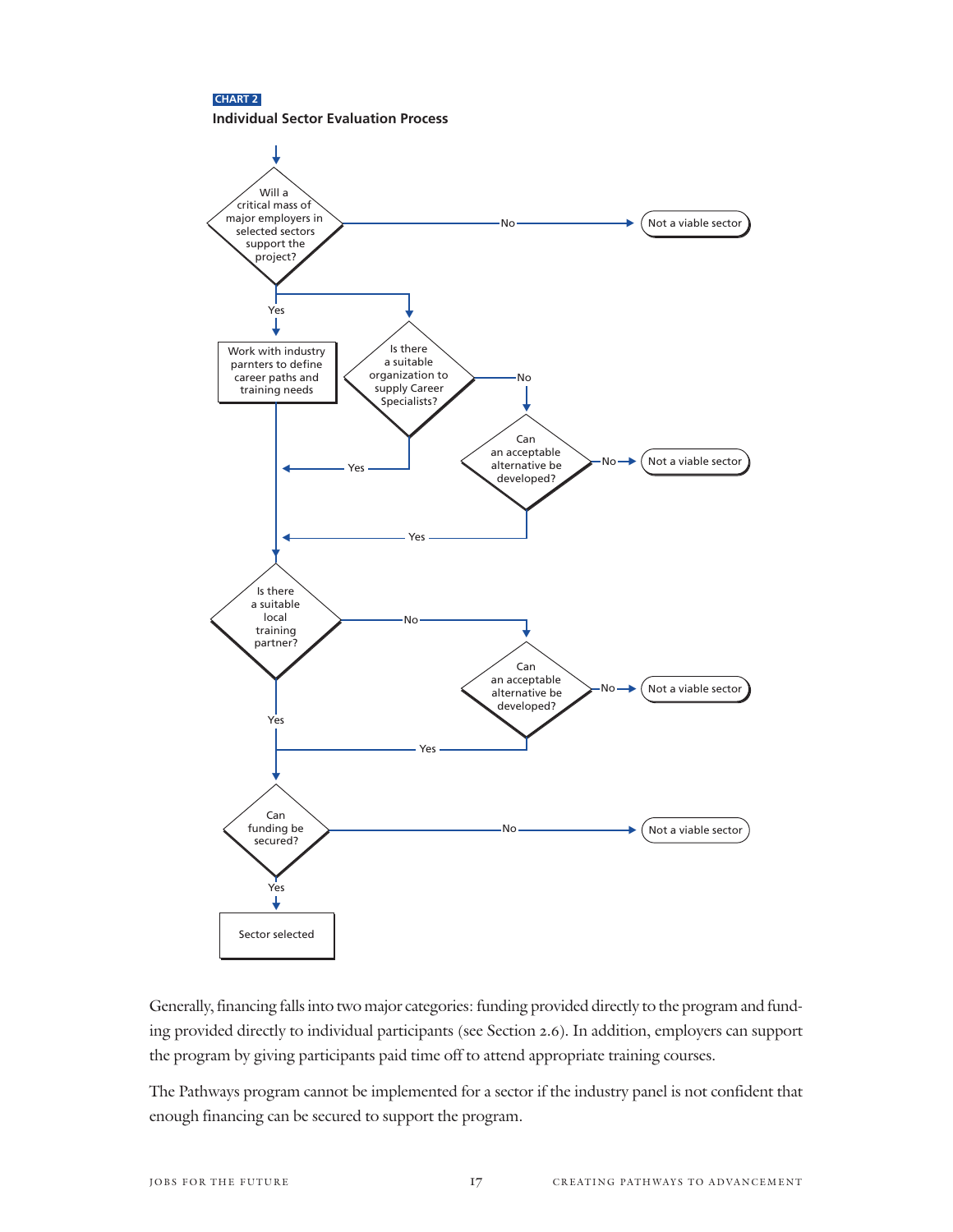**CHART 2**

**Individual Sector Evaluation Process**

- Will a critical mass of major employers in selected sectors support the project?
  - No → Not a viable sector
  - Yes → Work with industry parnters to define career paths and training needs
  - Yes → Is there a suitable organization to supply Career Specialists?
    - Yes → continue
    - No → Can an acceptable alternative be developed?
      - No → Not a viable sector
      - Yes → continue
- Is there a suitable local training partner?
  - Yes → continue
  - No → Can an acceptable alternative be developed?
    - No → Not a viable sector
    - Yes → continue
- Can funding be secured?
  - No → Not a viable sector
  - Yes → Sector selected

Generally, financing falls into two major categories: funding provided directly to the program and funding provided directly to individual participants (see Section 2.6). In addition, employers can support the program by giving participants paid time off to attend appropriate training courses.

The Pathways program cannot be implemented for a sector if the industry panel is not confident that enough financing can be secured to support the program.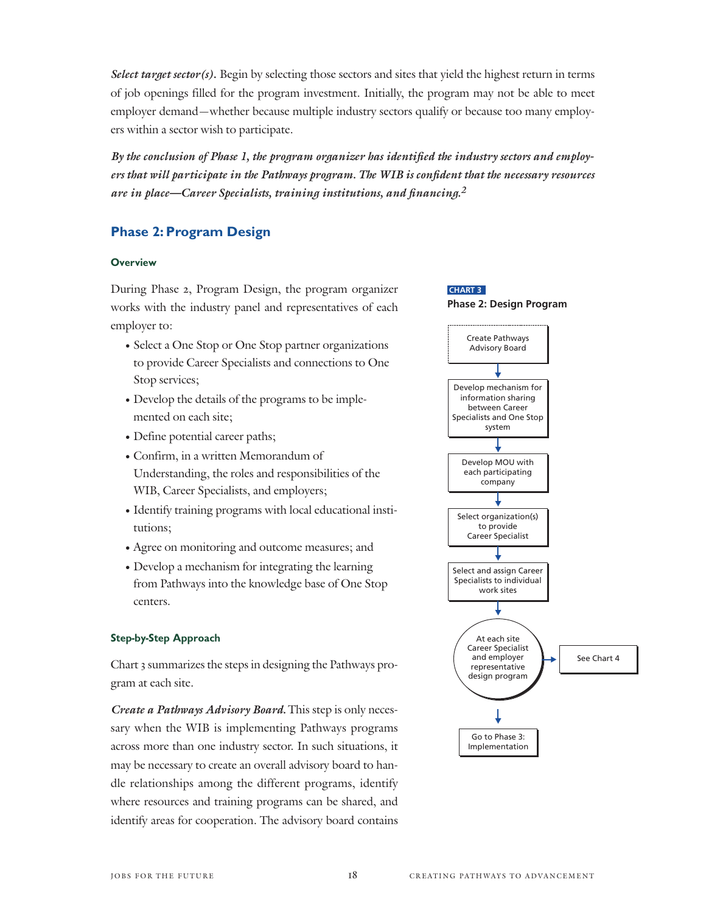*Select target sector(s).* Begin by selecting those sectors and sites that yield the highest return in terms of job openings filled for the program investment. Initially, the program may not be able to meet employer demand—whether because multiple industry sectors qualify or because too many employers within a sector wish to participate.

***By the conclusion of Phase 1, the program organizer has identified the industry sectors and employers that will participate in the Pathways program. The WIB is confident that the necessary resources are in place—Career Specialists, training institutions, and financing.*[2]**

## Phase 2: Program Design

### Overview

During Phase 2, Program Design, the program organizer works with the industry panel and representatives of each employer to:

- Select a One Stop or One Stop partner organizations to provide Career Specialists and connections to One Stop services;
- Develop the details of the programs to be implemented on each site;
- Define potential career paths;
- Confirm, in a written Memorandum of Understanding, the roles and responsibilities of the WIB, Career Specialists, and employers;
- Identify training programs with local educational institutions;
- Agree on monitoring and outcome measures; and
- Develop a mechanism for integrating the learning from Pathways into the knowledge base of One Stop centers.

**CHART 3**

**Phase 2: Design Program**

1. Create Pathways Advisory Board
2. Develop mechanism for information sharing between Career Specialists and One Stop system
3. Develop MOU with each participating company
4. Select organization(s) to provide Career Specialist
5. Select and assign Career Specialists to individual work sites
6. At each site Career Specialist and employer representative design program → See Chart 4
7. Go to Phase 3: Implementation

### Step-by-Step Approach

Chart 3 summarizes the steps in designing the Pathways program at each site.

*Create a Pathways Advisory Board.* This step is only necessary when the WIB is implementing Pathways programs across more than one industry sector. In such situations, it may be necessary to create an overall advisory board to handle relationships among the different programs, identify where resources and training programs can be shared, and identify areas for cooperation. The advisory board contains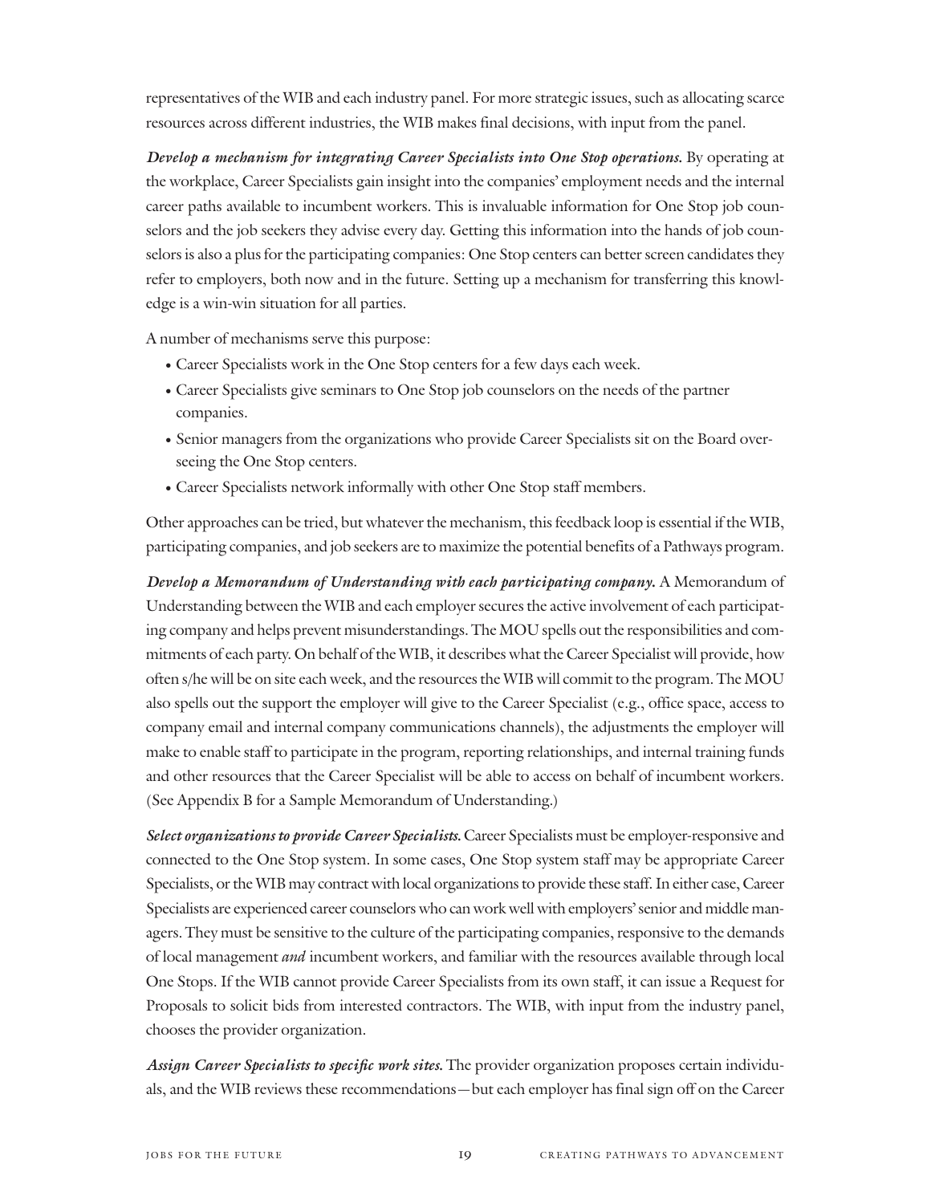representatives of the WIB and each industry panel. For more strategic issues, such as allocating scarce resources across different industries, the WIB makes final decisions, with input from the panel.

***Develop a mechanism for integrating Career Specialists into One Stop operations.*** By operating at the workplace, Career Specialists gain insight into the companies' employment needs and the internal career paths available to incumbent workers. This is invaluable information for One Stop job counselors and the job seekers they advise every day. Getting this information into the hands of job counselors is also a plus for the participating companies: One Stop centers can better screen candidates they refer to employers, both now and in the future. Setting up a mechanism for transferring this knowledge is a win-win situation for all parties.

A number of mechanisms serve this purpose:

- Career Specialists work in the One Stop centers for a few days each week.
- Career Specialists give seminars to One Stop job counselors on the needs of the partner companies.
- Senior managers from the organizations who provide Career Specialists sit on the Board overseeing the One Stop centers.
- Career Specialists network informally with other One Stop staff members.

Other approaches can be tried, but whatever the mechanism, this feedback loop is essential if the WIB, participating companies, and job seekers are to maximize the potential benefits of a Pathways program.

***Develop a Memorandum of Understanding with each participating company.*** A Memorandum of Understanding between the WIB and each employer secures the active involvement of each participating company and helps prevent misunderstandings. The MOU spells out the responsibilities and commitments of each party. On behalf of the WIB, it describes what the Career Specialist will provide, how often s/he will be on site each week, and the resources the WIB will commit to the program. The MOU also spells out the support the employer will give to the Career Specialist (e.g., office space, access to company email and internal company communications channels), the adjustments the employer will make to enable staff to participate in the program, reporting relationships, and internal training funds and other resources that the Career Specialist will be able to access on behalf of incumbent workers. (See Appendix B for a Sample Memorandum of Understanding.)

***Select organizations to provide Career Specialists.*** Career Specialists must be employer-responsive and connected to the One Stop system. In some cases, One Stop system staff may be appropriate Career Specialists, or the WIB may contract with local organizations to provide these staff. In either case, Career Specialists are experienced career counselors who can work well with employers' senior and middle managers. They must be sensitive to the culture of the participating companies, responsive to the demands of local management *and* incumbent workers, and familiar with the resources available through local One Stops. If the WIB cannot provide Career Specialists from its own staff, it can issue a Request for Proposals to solicit bids from interested contractors. The WIB, with input from the industry panel, chooses the provider organization.

***Assign Career Specialists to specific work sites.*** The provider organization proposes certain individuals, and the WIB reviews these recommendations—but each employer has final sign off on the Career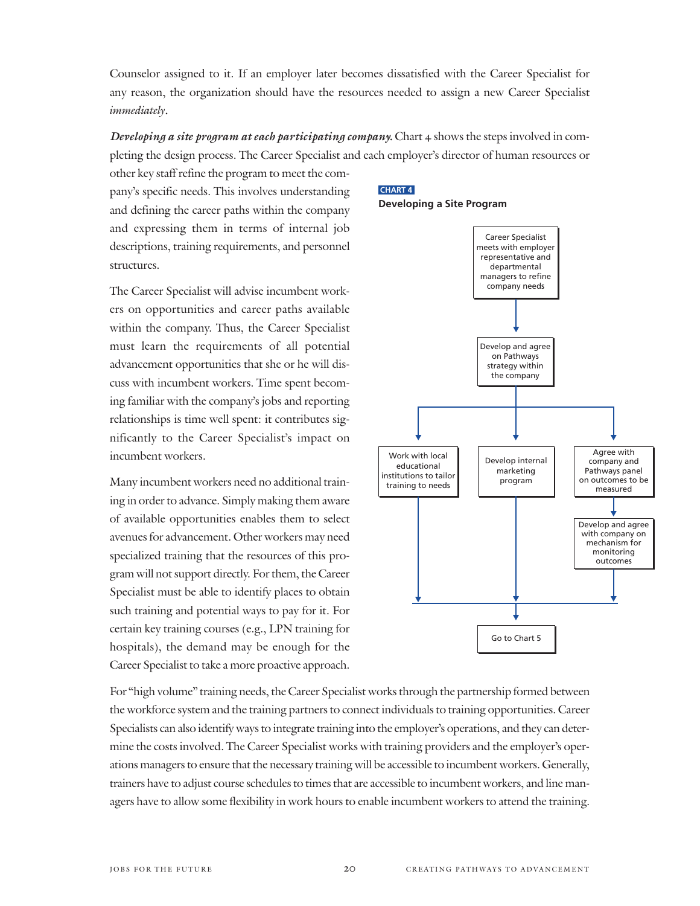Counselor assigned to it. If an employer later becomes dissatisfied with the Career Specialist for any reason, the organization should have the resources needed to assign a new Career Specialist *immediately*.

***Developing a site program at each participating company.*** Chart 4 shows the steps involved in completing the design process. The Career Specialist and each employer's director of human resources or other key staff refine the program to meet the company's specific needs. This involves understanding and defining the career paths within the company and expressing them in terms of internal job descriptions, training requirements, and personnel structures.

The Career Specialist will advise incumbent workers on opportunities and career paths available within the company. Thus, the Career Specialist must learn the requirements of all potential advancement opportunities that she or he will discuss with incumbent workers. Time spent becoming familiar with the company's jobs and reporting relationships is time well spent: it contributes significantly to the Career Specialist's impact on incumbent workers.

Many incumbent workers need no additional training in order to advance. Simply making them aware of available opportunities enables them to select avenues for advancement. Other workers may need specialized training that the resources of this program will not support directly. For them, the Career Specialist must be able to identify places to obtain such training and potential ways to pay for it. For certain key training courses (e.g., LPN training for hospitals), the demand may be enough for the Career Specialist to take a more proactive approach.

**CHART 4**
**Developing a Site Program**

- Career Specialist meets with employer representative and departmental managers to refine company needs
  - ↓
- Develop and agree on Pathways strategy within the company
  - ↓ (branches into three)
  - Work with local educational institutions to tailor training to needs
  - Develop internal marketing program
  - Agree with company and Pathways panel on outcomes to be measured
    - ↓
    - Develop and agree with company on mechanism for monitoring outcomes
  - ↓ (all branches converge)
- Go to Chart 5

For "high volume" training needs, the Career Specialist works through the partnership formed between the workforce system and the training partners to connect individuals to training opportunities. Career Specialists can also identify ways to integrate training into the employer's operations, and they can determine the costs involved. The Career Specialist works with training providers and the employer's operations managers to ensure that the necessary training will be accessible to incumbent workers. Generally, trainers have to adjust course schedules to times that are accessible to incumbent workers, and line managers have to allow some flexibility in work hours to enable incumbent workers to attend the training.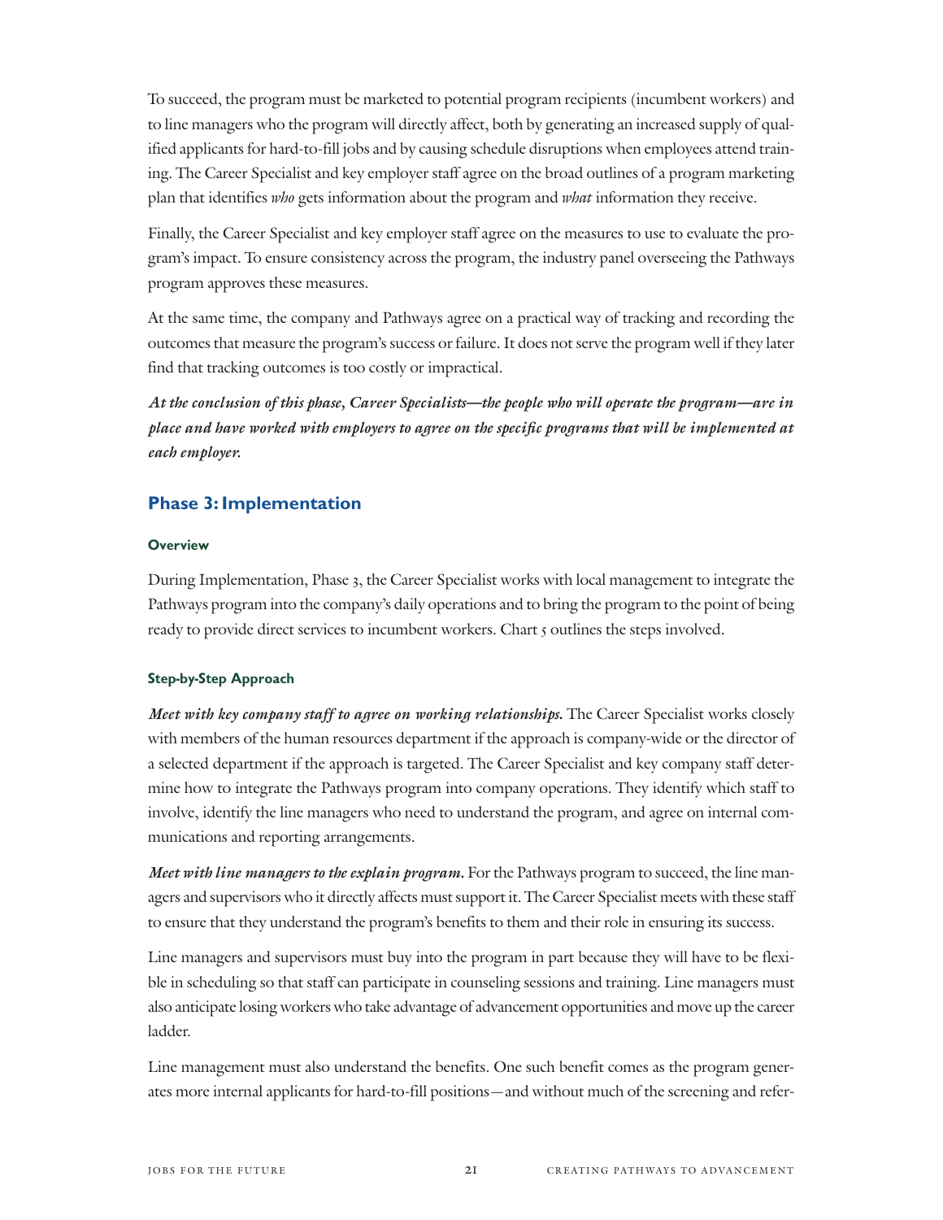To succeed, the program must be marketed to potential program recipients (incumbent workers) and to line managers who the program will directly affect, both by generating an increased supply of qualified applicants for hard-to-fill jobs and by causing schedule disruptions when employees attend training. The Career Specialist and key employer staff agree on the broad outlines of a program marketing plan that identifies *who* gets information about the program and *what* information they receive.

Finally, the Career Specialist and key employer staff agree on the measures to use to evaluate the program's impact. To ensure consistency across the program, the industry panel overseeing the Pathways program approves these measures.

At the same time, the company and Pathways agree on a practical way of tracking and recording the outcomes that measure the program's success or failure. It does not serve the program well if they later find that tracking outcomes is too costly or impractical.

***At the conclusion of this phase, Career Specialists—the people who will operate the program—are in place and have worked with employers to agree on the specific programs that will be implemented at each employer.***

## Phase 3: Implementation

#### Overview

During Implementation, Phase 3, the Career Specialist works with local management to integrate the Pathways program into the company's daily operations and to bring the program to the point of being ready to provide direct services to incumbent workers. Chart 5 outlines the steps involved.

#### Step-by-Step Approach

***Meet with key company staff to agree on working relationships.*** The Career Specialist works closely with members of the human resources department if the approach is company-wide or the director of a selected department if the approach is targeted. The Career Specialist and key company staff determine how to integrate the Pathways program into company operations. They identify which staff to involve, identify the line managers who need to understand the program, and agree on internal communications and reporting arrangements.

***Meet with line managers to the explain program.*** For the Pathways program to succeed, the line managers and supervisors who it directly affects must support it. The Career Specialist meets with these staff to ensure that they understand the program's benefits to them and their role in ensuring its success.

Line managers and supervisors must buy into the program in part because they will have to be flexible in scheduling so that staff can participate in counseling sessions and training. Line managers must also anticipate losing workers who take advantage of advancement opportunities and move up the career ladder.

Line management must also understand the benefits. One such benefit comes as the program generates more internal applicants for hard-to-fill positions—and without much of the screening and refer-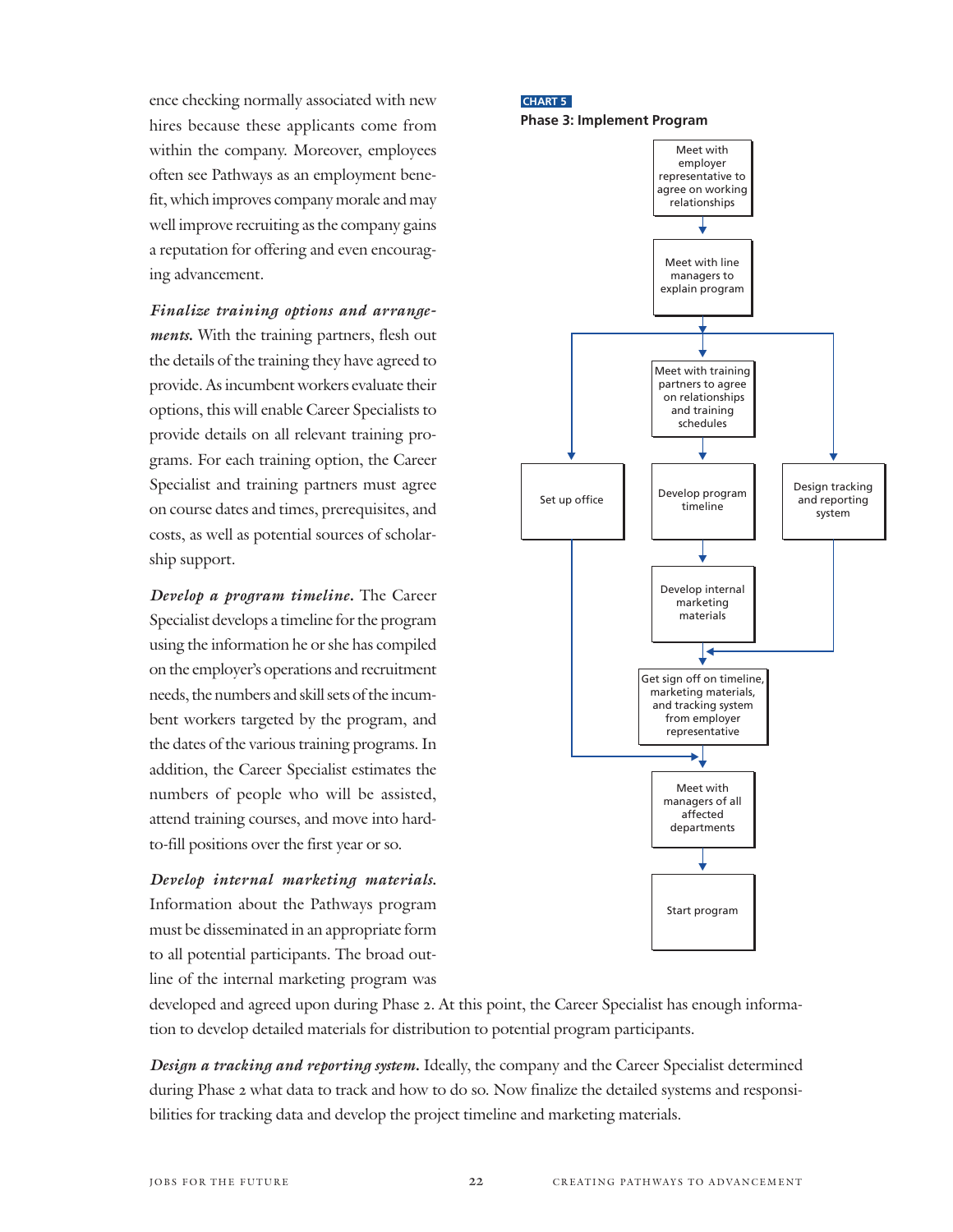ence checking normally associated with new hires because these applicants come from within the company. Moreover, employees often see Pathways as an employment benefit, which improves company morale and may well improve recruiting as the company gains a reputation for offering and even encouraging advancement.

***Finalize training options and arrangements.*** With the training partners, flesh out the details of the training they have agreed to provide. As incumbent workers evaluate their options, this will enable Career Specialists to provide details on all relevant training programs. For each training option, the Career Specialist and training partners must agree on course dates and times, prerequisites, and costs, as well as potential sources of scholarship support.

***Develop a program timeline.*** The Career Specialist develops a timeline for the program using the information he or she has compiled on the employer's operations and recruitment needs, the numbers and skill sets of the incumbent workers targeted by the program, and the dates of the various training programs. In addition, the Career Specialist estimates the numbers of people who will be assisted, attend training courses, and move into hard-to-fill positions over the first year or so.

***Develop internal marketing materials.*** Information about the Pathways program must be disseminated in an appropriate form to all potential participants. The broad outline of the internal marketing program was developed and agreed upon during Phase 2. At this point, the Career Specialist has enough information to develop detailed materials for distribution to potential program participants.

***Design a tracking and reporting system.*** Ideally, the company and the Career Specialist determined during Phase 2 what data to track and how to do so. Now finalize the detailed systems and responsibilities for tracking data and develop the project timeline and marketing materials.

**CHART 5**

**Phase 3: Implement Program**

- Meet with employer representative to agree on working relationships
- → Meet with line managers to explain program
- → Branches to three parallel paths:
  - Set up office
  - Meet with training partners to agree on relationships and training schedules → Develop program timeline → Develop internal marketing materials
  - Design tracking and reporting system
- Develop internal marketing materials and Design tracking and reporting system → Get sign off on timeline, marketing materials, and tracking system from employer representative
- Get sign off (and Set up office) → Meet with managers of all affected departments
- → Start program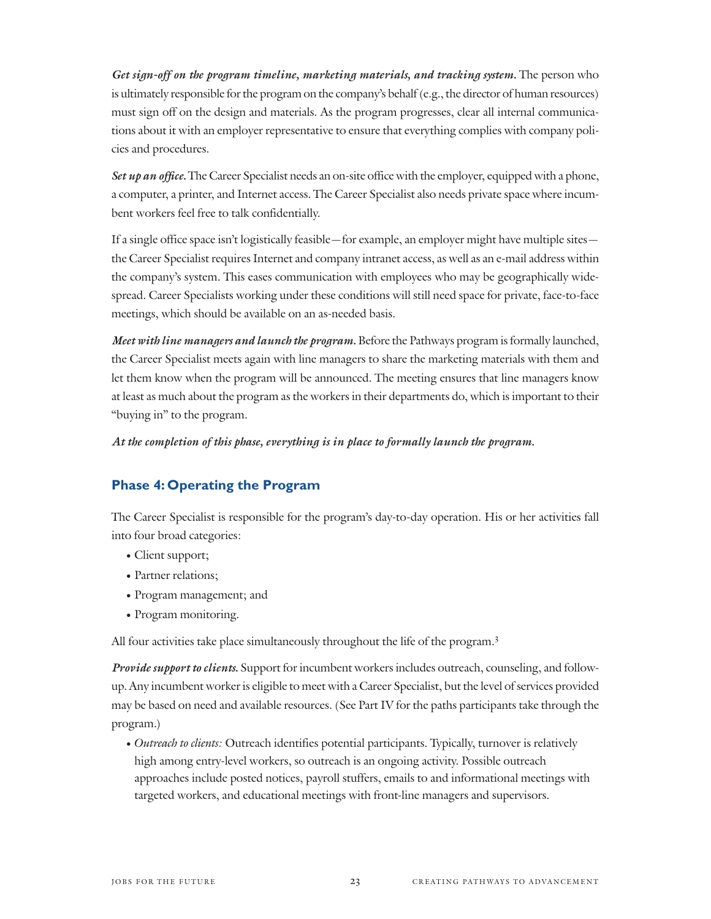***Get sign-off on the program timeline, marketing materials, and tracking system.*** The person who is ultimately responsible for the program on the company's behalf (e.g., the director of human resources) must sign off on the design and materials. As the program progresses, clear all internal communications about it with an employer representative to ensure that everything complies with company policies and procedures.

***Set up an office.*** The Career Specialist needs an on-site office with the employer, equipped with a phone, a computer, a printer, and Internet access. The Career Specialist also needs private space where incumbent workers feel free to talk confidentially.

If a single office space isn't logistically feasible—for example, an employer might have multiple sites—the Career Specialist requires Internet and company intranet access, as well as an e-mail address within the company's system. This eases communication with employees who may be geographically widespread. Career Specialists working under these conditions will still need space for private, face-to-face meetings, which should be available on an as-needed basis.

***Meet with line managers and launch the program.*** Before the Pathways program is formally launched, the Career Specialist meets again with line managers to share the marketing materials with them and let them know when the program will be announced. The meeting ensures that line managers know at least as much about the program as the workers in their departments do, which is important to their "buying in" to the program.

***At the completion of this phase, everything is in place to formally launch the program.***

## Phase 4: Operating the Program

The Career Specialist is responsible for the program's day-to-day operation. His or her activities fall into four broad categories:

- Client support;
- Partner relations;
- Program management; and
- Program monitoring.

All four activities take place simultaneously throughout the life of the program.[3]

***Provide support to clients.*** Support for incumbent workers includes outreach, counseling, and follow-up. Any incumbent worker is eligible to meet with a Career Specialist, but the level of services provided may be based on need and available resources. (See Part IV for the paths participants take through the program.)

- *Outreach to clients:* Outreach identifies potential participants. Typically, turnover is relatively high among entry-level workers, so outreach is an ongoing activity. Possible outreach approaches include posted notices, payroll stuffers, emails to and informational meetings with targeted workers, and educational meetings with front-line managers and supervisors.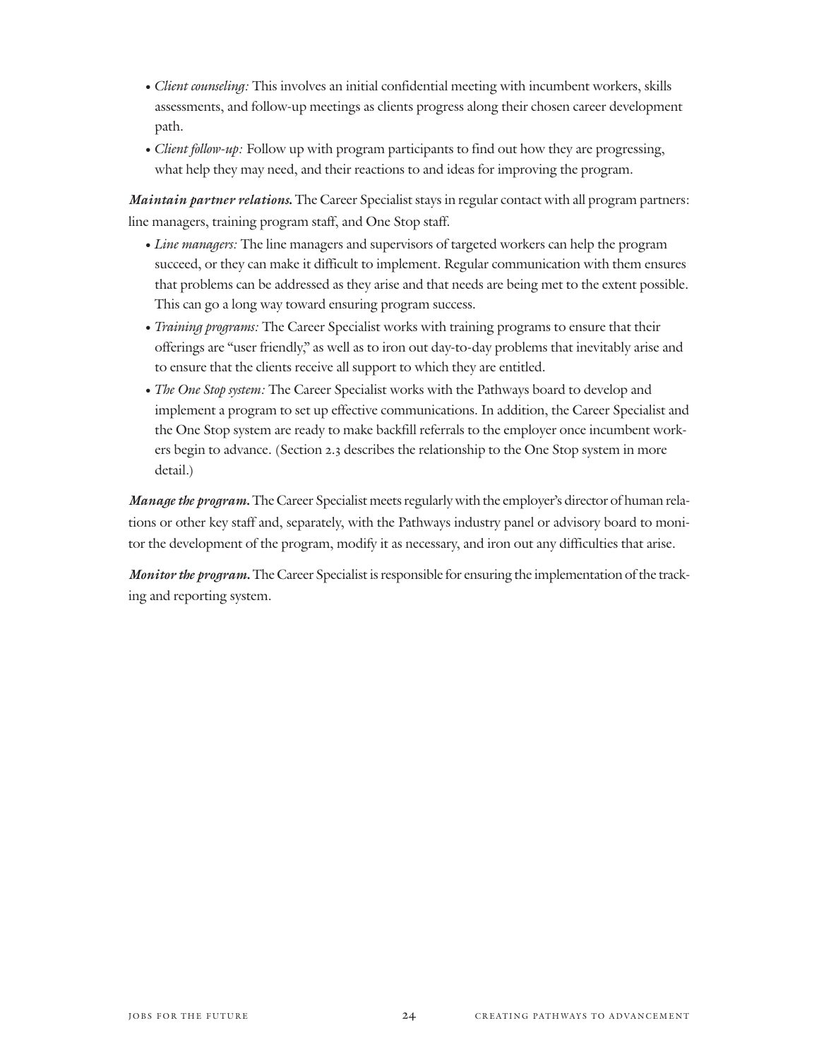- *Client counseling:* This involves an initial confidential meeting with incumbent workers, skills assessments, and follow-up meetings as clients progress along their chosen career development path.
- *Client follow-up:* Follow up with program participants to find out how they are progressing, what help they may need, and their reactions to and ideas for improving the program.

***Maintain partner relations.*** The Career Specialist stays in regular contact with all program partners: line managers, training program staff, and One Stop staff.

- *Line managers:* The line managers and supervisors of targeted workers can help the program succeed, or they can make it difficult to implement. Regular communication with them ensures that problems can be addressed as they arise and that needs are being met to the extent possible. This can go a long way toward ensuring program success.
- *Training programs:* The Career Specialist works with training programs to ensure that their offerings are "user friendly," as well as to iron out day-to-day problems that inevitably arise and to ensure that the clients receive all support to which they are entitled.
- *The One Stop system:* The Career Specialist works with the Pathways board to develop and implement a program to set up effective communications. In addition, the Career Specialist and the One Stop system are ready to make backfill referrals to the employer once incumbent workers begin to advance. (Section 2.3 describes the relationship to the One Stop system in more detail.)

***Manage the program.*** The Career Specialist meets regularly with the employer's director of human relations or other key staff and, separately, with the Pathways industry panel or advisory board to monitor the development of the program, modify it as necessary, and iron out any difficulties that arise.

***Monitor the program.*** The Career Specialist is responsible for ensuring the implementation of the tracking and reporting system.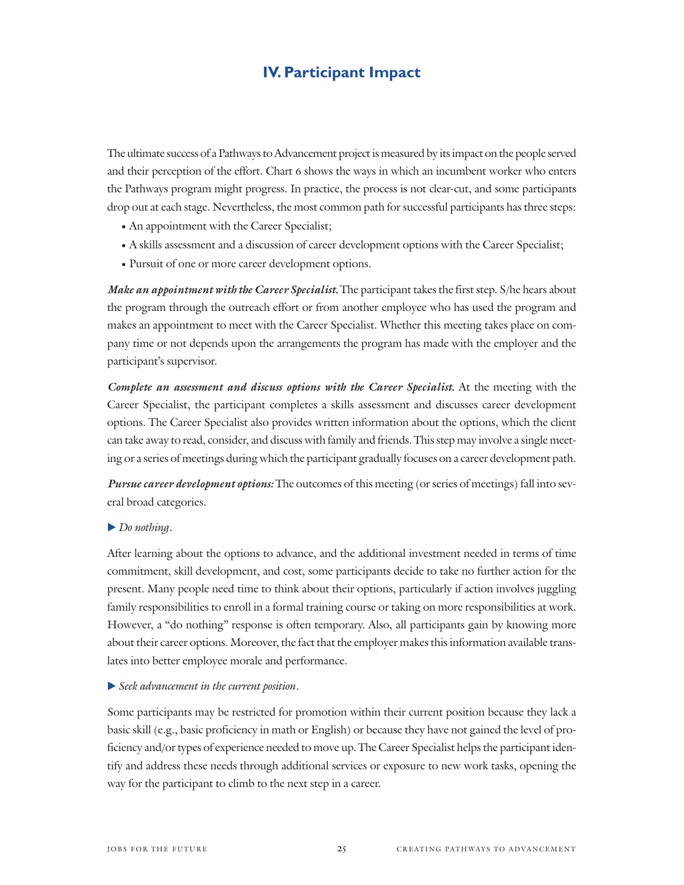## IV. Participant Impact

The ultimate success of a Pathways to Advancement project is measured by its impact on the people served and their perception of the effort. Chart 6 shows the ways in which an incumbent worker who enters the Pathways program might progress. In practice, the process is not clear-cut, and some participants drop out at each stage. Nevertheless, the most common path for successful participants has three steps:

- An appointment with the Career Specialist;
- A skills assessment and a discussion of career development options with the Career Specialist;
- Pursuit of one or more career development options.

***Make an appointment with the Career Specialist.*** The participant takes the first step. S/he hears about the program through the outreach effort or from another employee who has used the program and makes an appointment to meet with the Career Specialist. Whether this meeting takes place on company time or not depends upon the arrangements the program has made with the employer and the participant's supervisor.

***Complete an assessment and discuss options with the Career Specialist.*** At the meeting with the Career Specialist, the participant completes a skills assessment and discusses career development options. The Career Specialist also provides written information about the options, which the client can take away to read, consider, and discuss with family and friends. This step may involve a single meeting or a series of meetings during which the participant gradually focuses on a career development path.

***Pursue career development options:*** The outcomes of this meeting (or series of meetings) fall into several broad categories.

▶ *Do nothing*.

After learning about the options to advance, and the additional investment needed in terms of time commitment, skill development, and cost, some participants decide to take no further action for the present. Many people need time to think about their options, particularly if action involves juggling family responsibilities to enroll in a formal training course or taking on more responsibilities at work. However, a "do nothing" response is often temporary. Also, all participants gain by knowing more about their career options. Moreover, the fact that the employer makes this information available translates into better employee morale and performance.

▶ *Seek advancement in the current position*.

Some participants may be restricted for promotion within their current position because they lack a basic skill (e.g., basic proficiency in math or English) or because they have not gained the level of proficiency and/or types of experience needed to move up. The Career Specialist helps the participant identify and address these needs through additional services or exposure to new work tasks, opening the way for the participant to climb to the next step in a career.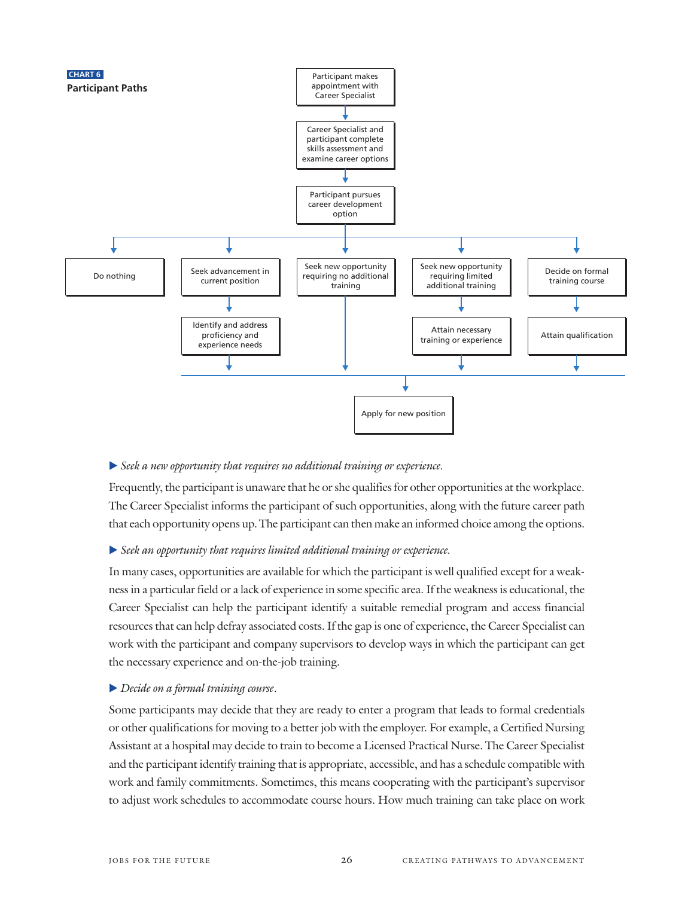CHART 6

**Participant Paths**

- Participant makes appointment with Career Specialist
- Career Specialist and participant complete skills assessment and examine career options
- Participant pursues career development option
  - Do nothing
  - Seek advancement in current position → Identify and address proficiency and experience needs → Apply for new position
  - Seek new opportunity requiring no additional training → Apply for new position
  - Seek new opportunity requiring limited additional training → Attain necessary training or experience → Apply for new position
  - Decide on formal training course → Attain qualification → Apply for new position

▶ *Seek a new opportunity that requires no additional training or experience.*

Frequently, the participant is unaware that he or she qualifies for other opportunities at the workplace. The Career Specialist informs the participant of such opportunities, along with the future career path that each opportunity opens up. The participant can then make an informed choice among the options.

▶ *Seek an opportunity that requires limited additional training or experience.*

In many cases, opportunities are available for which the participant is well qualified except for a weakness in a particular field or a lack of experience in some specific area. If the weakness is educational, the Career Specialist can help the participant identify a suitable remedial program and access financial resources that can help defray associated costs. If the gap is one of experience, the Career Specialist can work with the participant and company supervisors to develop ways in which the participant can get the necessary experience and on-the-job training.

▶ *Decide on a formal training course.*

Some participants may decide that they are ready to enter a program that leads to formal credentials or other qualifications for moving to a better job with the employer. For example, a Certified Nursing Assistant at a hospital may decide to train to become a Licensed Practical Nurse. The Career Specialist and the participant identify training that is appropriate, accessible, and has a schedule compatible with work and family commitments. Sometimes, this means cooperating with the participant's supervisor to adjust work schedules to accommodate course hours. How much training can take place on work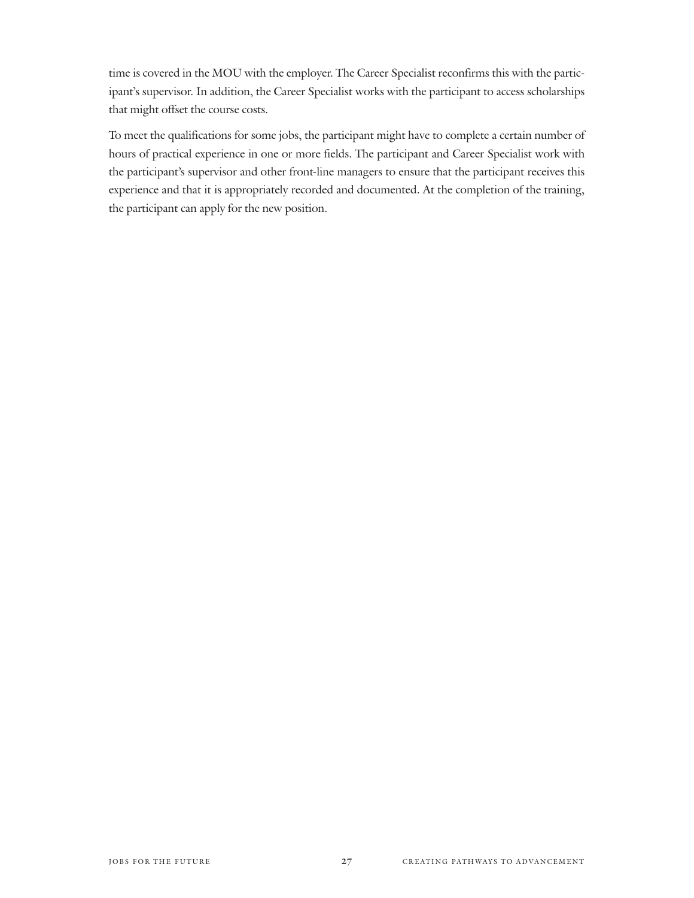time is covered in the MOU with the employer. The Career Specialist reconfirms this with the participant's supervisor. In addition, the Career Specialist works with the participant to access scholarships that might offset the course costs.

To meet the qualifications for some jobs, the participant might have to complete a certain number of hours of practical experience in one or more fields. The participant and Career Specialist work with the participant's supervisor and other front-line managers to ensure that the participant receives this experience and that it is appropriately recorded and documented. At the completion of the training, the participant can apply for the new position.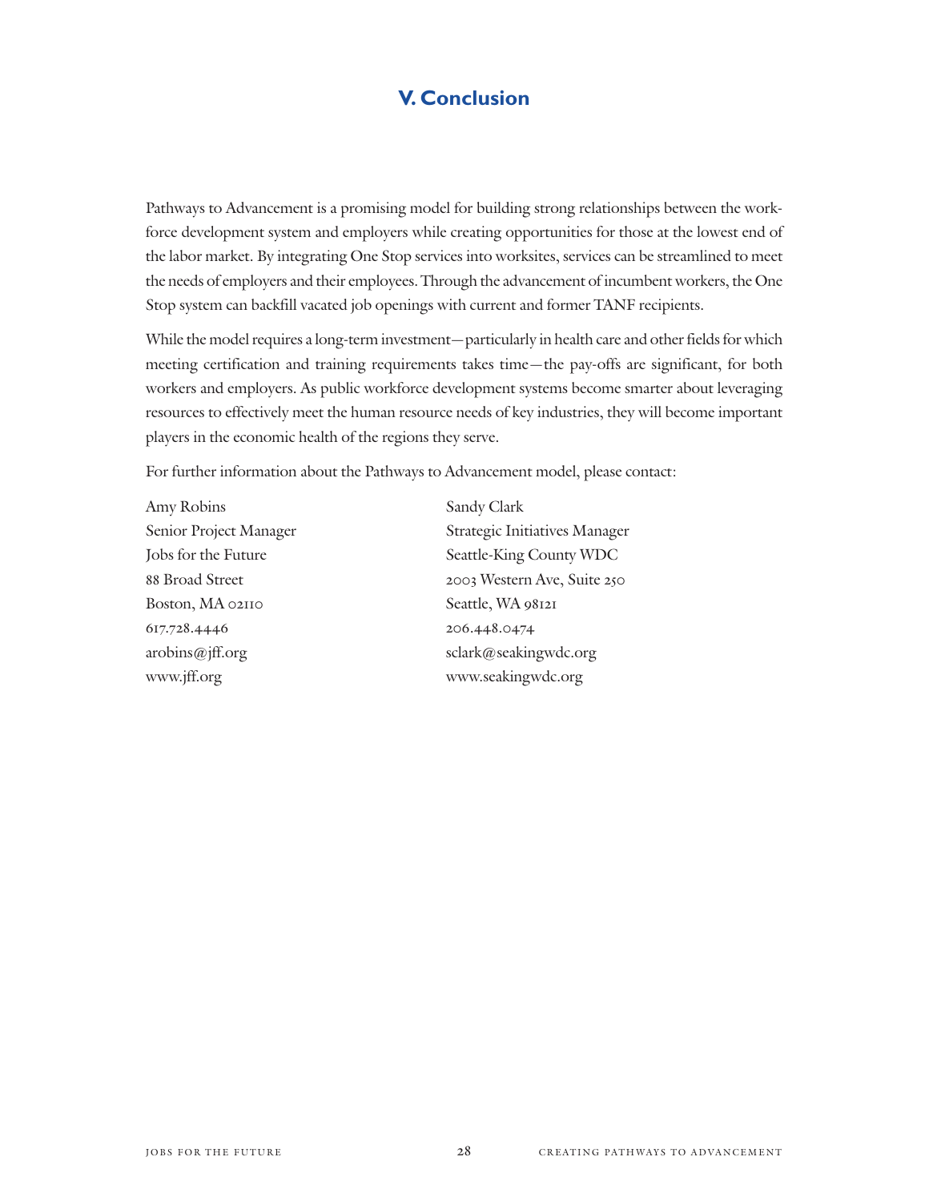# V. Conclusion

Pathways to Advancement is a promising model for building strong relationships between the workforce development system and employers while creating opportunities for those at the lowest end of the labor market. By integrating One Stop services into worksites, services can be streamlined to meet the needs of employers and their employees. Through the advancement of incumbent workers, the One Stop system can backfill vacated job openings with current and former TANF recipients.

While the model requires a long-term investment—particularly in health care and other fields for which meeting certification and training requirements takes time—the pay-offs are significant, for both workers and employers. As public workforce development systems become smarter about leveraging resources to effectively meet the human resource needs of key industries, they will become important players in the economic health of the regions they serve.

For further information about the Pathways to Advancement model, please contact:

Amy Robins
Senior Project Manager
Jobs for the Future
88 Broad Street
Boston, MA 02110
617.728.4446
arobins@jff.org
www.jff.org

Sandy Clark
Strategic Initiatives Manager
Seattle-King County WDC
2003 Western Ave, Suite 250
Seattle, WA 98121
206.448.0474
sclark@seakingwdc.org
www.seakingwdc.org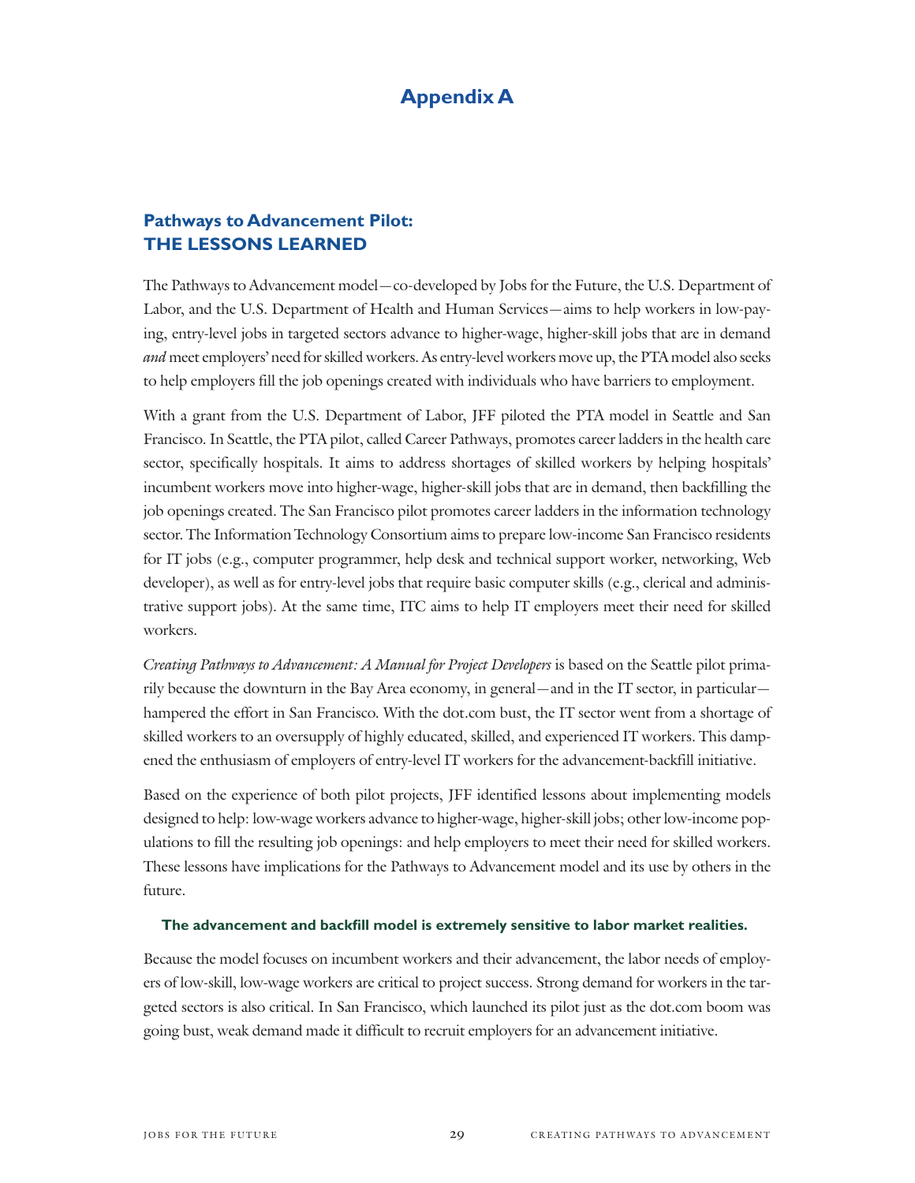# Appendix A

## Pathways to Advancement Pilot: THE LESSONS LEARNED

The Pathways to Advancement model—co-developed by Jobs for the Future, the U.S. Department of Labor, and the U.S. Department of Health and Human Services—aims to help workers in low-paying, entry-level jobs in targeted sectors advance to higher-wage, higher-skill jobs that are in demand *and* meet employers' need for skilled workers. As entry-level workers move up, the PTA model also seeks to help employers fill the job openings created with individuals who have barriers to employment.

With a grant from the U.S. Department of Labor, JFF piloted the PTA model in Seattle and San Francisco. In Seattle, the PTA pilot, called Career Pathways, promotes career ladders in the health care sector, specifically hospitals. It aims to address shortages of skilled workers by helping hospitals' incumbent workers move into higher-wage, higher-skill jobs that are in demand, then backfilling the job openings created. The San Francisco pilot promotes career ladders in the information technology sector. The Information Technology Consortium aims to prepare low-income San Francisco residents for IT jobs (e.g., computer programmer, help desk and technical support worker, networking, Web developer), as well as for entry-level jobs that require basic computer skills (e.g., clerical and administrative support jobs). At the same time, ITC aims to help IT employers meet their need for skilled workers.

*Creating Pathways to Advancement: A Manual for Project Developers* is based on the Seattle pilot primarily because the downturn in the Bay Area economy, in general—and in the IT sector, in particular—hampered the effort in San Francisco. With the dot.com bust, the IT sector went from a shortage of skilled workers to an oversupply of highly educated, skilled, and experienced IT workers. This dampened the enthusiasm of employers of entry-level IT workers for the advancement-backfill initiative.

Based on the experience of both pilot projects, JFF identified lessons about implementing models designed to help: low-wage workers advance to higher-wage, higher-skill jobs; other low-income populations to fill the resulting job openings: and help employers to meet their need for skilled workers. These lessons have implications for the Pathways to Advancement model and its use by others in the future.

#### The advancement and backfill model is extremely sensitive to labor market realities.

Because the model focuses on incumbent workers and their advancement, the labor needs of employers of low-skill, low-wage workers are critical to project success. Strong demand for workers in the targeted sectors is also critical. In San Francisco, which launched its pilot just as the dot.com boom was going bust, weak demand made it difficult to recruit employers for an advancement initiative.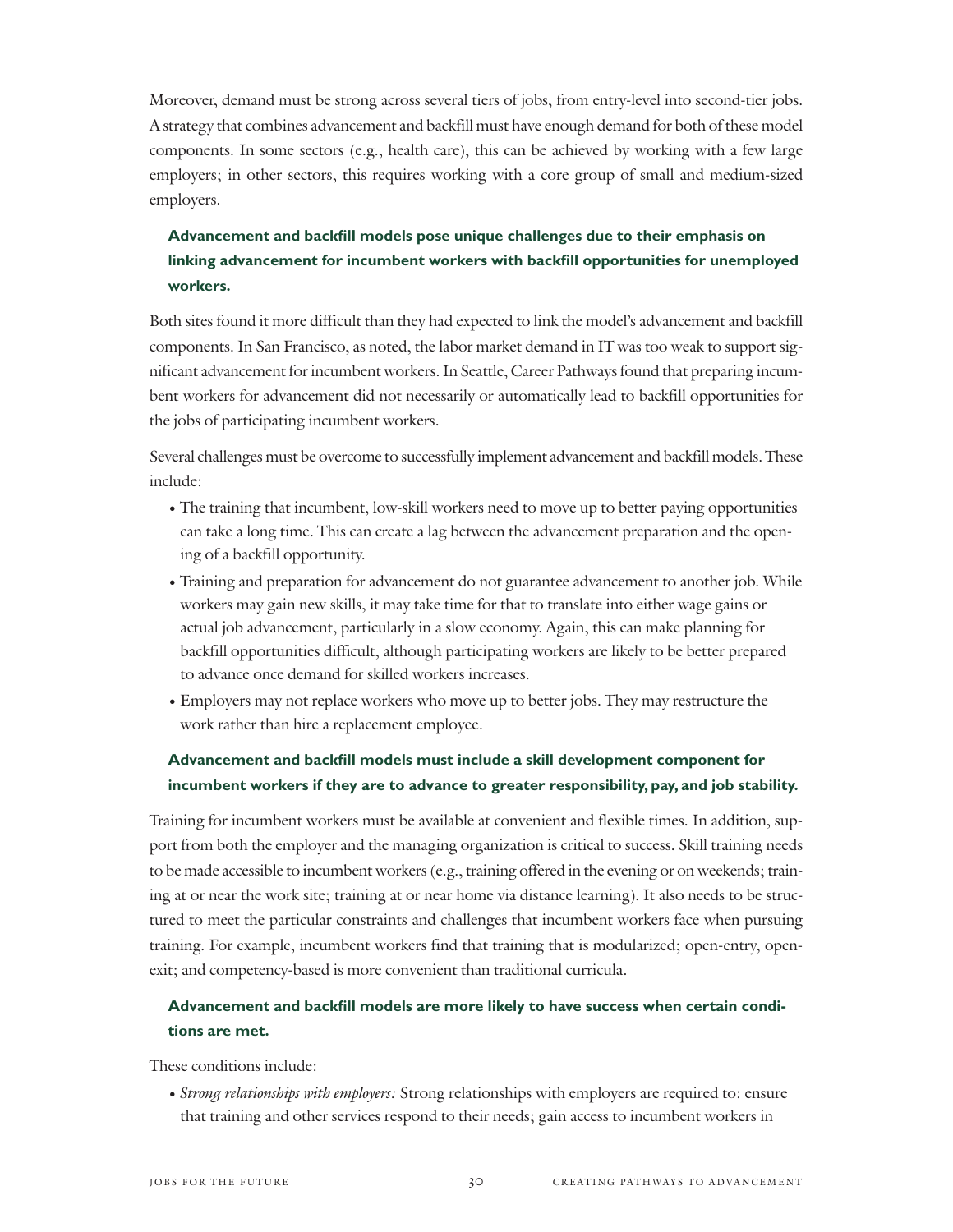Moreover, demand must be strong across several tiers of jobs, from entry-level into second-tier jobs. A strategy that combines advancement and backfill must have enough demand for both of these model components. In some sectors (e.g., health care), this can be achieved by working with a few large employers; in other sectors, this requires working with a core group of small and medium-sized employers.

### Advancement and backfill models pose unique challenges due to their emphasis on linking advancement for incumbent workers with backfill opportunities for unemployed workers.

Both sites found it more difficult than they had expected to link the model's advancement and backfill components. In San Francisco, as noted, the labor market demand in IT was too weak to support significant advancement for incumbent workers. In Seattle, Career Pathways found that preparing incumbent workers for advancement did not necessarily or automatically lead to backfill opportunities for the jobs of participating incumbent workers.

Several challenges must be overcome to successfully implement advancement and backfill models. These include:

- The training that incumbent, low-skill workers need to move up to better paying opportunities can take a long time. This can create a lag between the advancement preparation and the opening of a backfill opportunity.
- Training and preparation for advancement do not guarantee advancement to another job. While workers may gain new skills, it may take time for that to translate into either wage gains or actual job advancement, particularly in a slow economy. Again, this can make planning for backfill opportunities difficult, although participating workers are likely to be better prepared to advance once demand for skilled workers increases.
- Employers may not replace workers who move up to better jobs. They may restructure the work rather than hire a replacement employee.

### Advancement and backfill models must include a skill development component for incumbent workers if they are to advance to greater responsibility, pay, and job stability.

Training for incumbent workers must be available at convenient and flexible times. In addition, support from both the employer and the managing organization is critical to success. Skill training needs to be made accessible to incumbent workers (e.g., training offered in the evening or on weekends; training at or near the work site; training at or near home via distance learning). It also needs to be structured to meet the particular constraints and challenges that incumbent workers face when pursuing training. For example, incumbent workers find that training that is modularized; open-entry, open-exit; and competency-based is more convenient than traditional curricula.

### Advancement and backfill models are more likely to have success when certain conditions are met.

These conditions include:

- *Strong relationships with employers:* Strong relationships with employers are required to: ensure that training and other services respond to their needs; gain access to incumbent workers in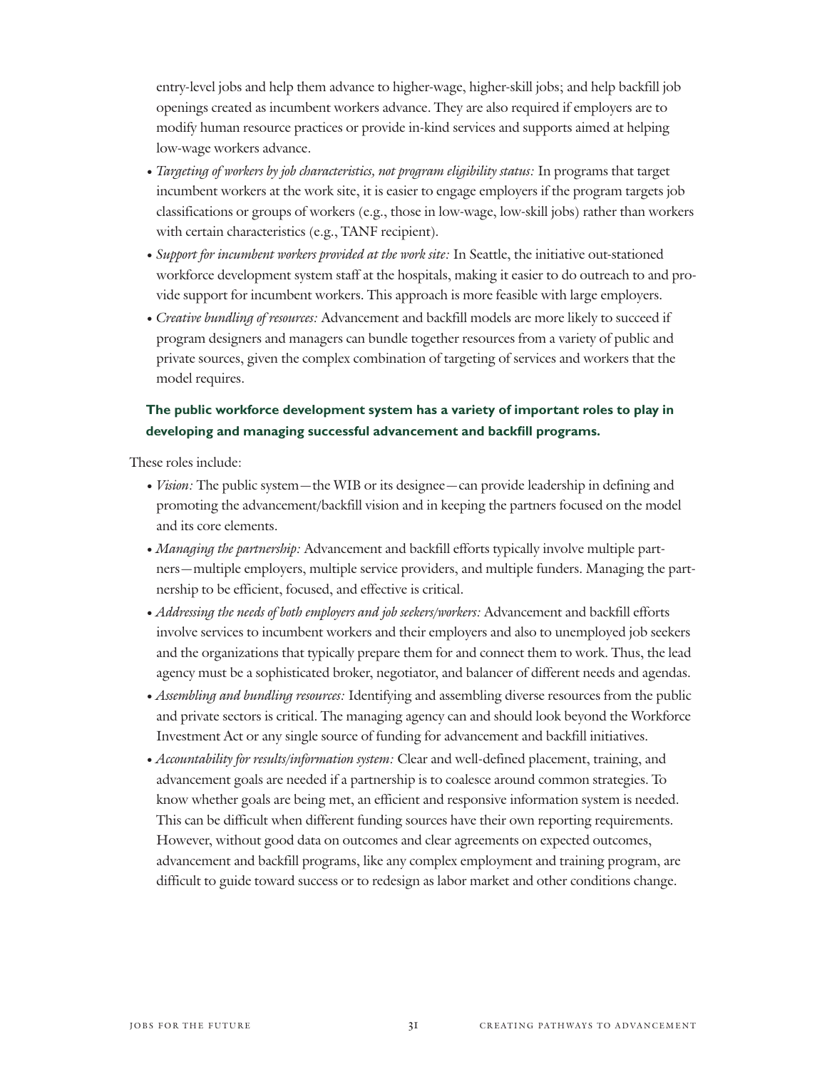entry-level jobs and help them advance to higher-wage, higher-skill jobs; and help backfill job openings created as incumbent workers advance. They are also required if employers are to modify human resource practices or provide in-kind services and supports aimed at helping low-wage workers advance.

- *Targeting of workers by job characteristics, not program eligibility status:* In programs that target incumbent workers at the work site, it is easier to engage employers if the program targets job classifications or groups of workers (e.g., those in low-wage, low-skill jobs) rather than workers with certain characteristics (e.g., TANF recipient).
- *Support for incumbent workers provided at the work site:* In Seattle, the initiative out-stationed workforce development system staff at the hospitals, making it easier to do outreach to and provide support for incumbent workers. This approach is more feasible with large employers.
- *Creative bundling of resources:* Advancement and backfill models are more likely to succeed if program designers and managers can bundle together resources from a variety of public and private sources, given the complex combination of targeting of services and workers that the model requires.

**The public workforce development system has a variety of important roles to play in developing and managing successful advancement and backfill programs.**

These roles include:

- *Vision:* The public system—the WIB or its designee—can provide leadership in defining and promoting the advancement/backfill vision and in keeping the partners focused on the model and its core elements.
- *Managing the partnership:* Advancement and backfill efforts typically involve multiple partners—multiple employers, multiple service providers, and multiple funders. Managing the partnership to be efficient, focused, and effective is critical.
- *Addressing the needs of both employers and job seekers/workers:* Advancement and backfill efforts involve services to incumbent workers and their employers and also to unemployed job seekers and the organizations that typically prepare them for and connect them to work. Thus, the lead agency must be a sophisticated broker, negotiator, and balancer of different needs and agendas.
- *Assembling and bundling resources:* Identifying and assembling diverse resources from the public and private sectors is critical. The managing agency can and should look beyond the Workforce Investment Act or any single source of funding for advancement and backfill initiatives.
- *Accountability for results/information system:* Clear and well-defined placement, training, and advancement goals are needed if a partnership is to coalesce around common strategies. To know whether goals are being met, an efficient and responsive information system is needed. This can be difficult when different funding sources have their own reporting requirements. However, without good data on outcomes and clear agreements on expected outcomes, advancement and backfill programs, like any complex employment and training program, are difficult to guide toward success or to redesign as labor market and other conditions change.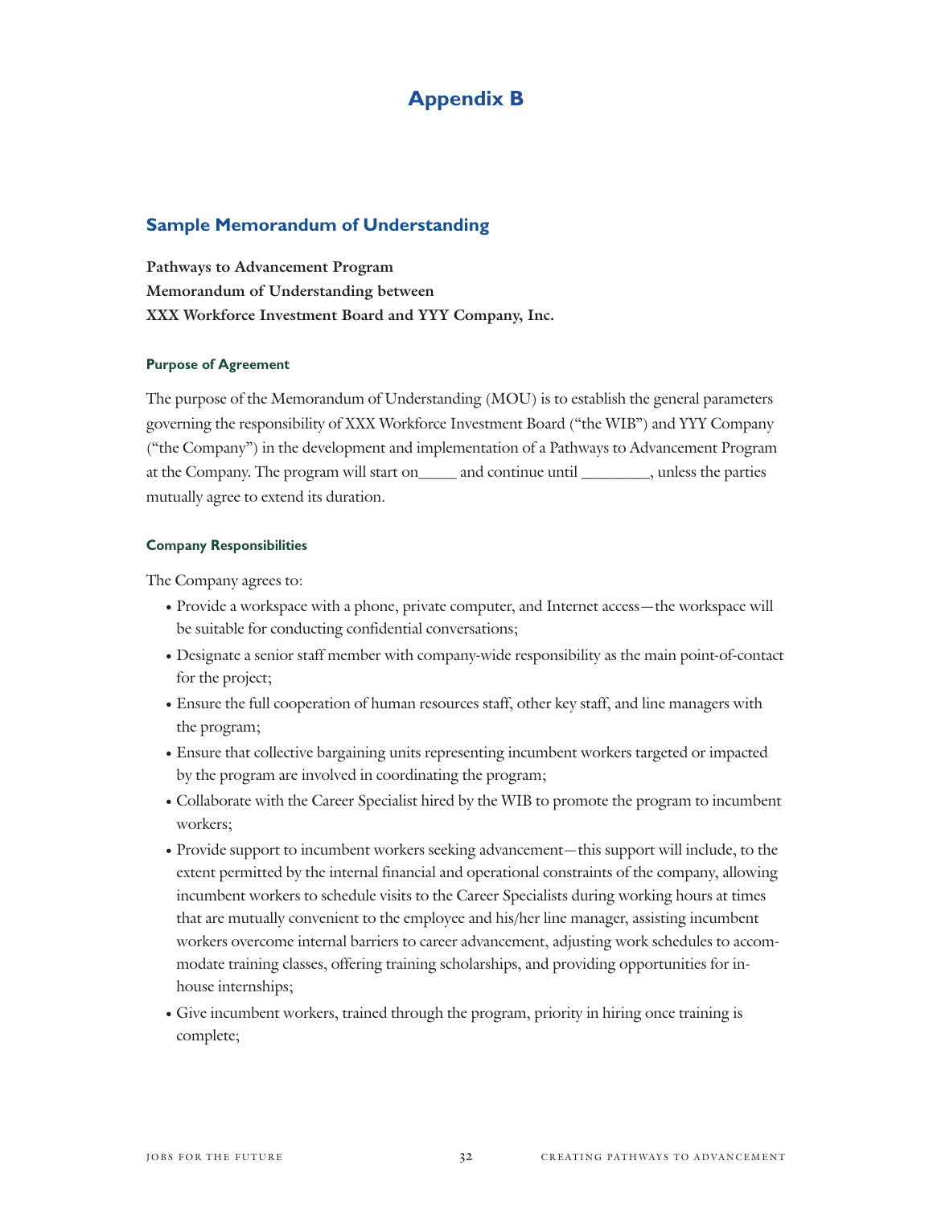# Appendix B

## Sample Memorandum of Understanding

**Pathways to Advancement Program**
**Memorandum of Understanding between**
**XXX Workforce Investment Board and YYY Company, Inc.**

#### Purpose of Agreement

The purpose of the Memorandum of Understanding (MOU) is to establish the general parameters governing the responsibility of XXX Workforce Investment Board ("the WIB") and YYY Company ("the Company") in the development and implementation of a Pathways to Advancement Program at the Company. The program will start on_____ and continue until ________, unless the parties mutually agree to extend its duration.

#### Company Responsibilities

The Company agrees to:

- Provide a workspace with a phone, private computer, and Internet access—the workspace will be suitable for conducting confidential conversations;
- Designate a senior staff member with company-wide responsibility as the main point-of-contact for the project;
- Ensure the full cooperation of human resources staff, other key staff, and line managers with the program;
- Ensure that collective bargaining units representing incumbent workers targeted or impacted by the program are involved in coordinating the program;
- Collaborate with the Career Specialist hired by the WIB to promote the program to incumbent workers;
- Provide support to incumbent workers seeking advancement—this support will include, to the extent permitted by the internal financial and operational constraints of the company, allowing incumbent workers to schedule visits to the Career Specialists during working hours at times that are mutually convenient to the employee and his/her line manager, assisting incumbent workers overcome internal barriers to career advancement, adjusting work schedules to accommodate training classes, offering training scholarships, and providing opportunities for in-house internships;
- Give incumbent workers, trained through the program, priority in hiring once training is complete;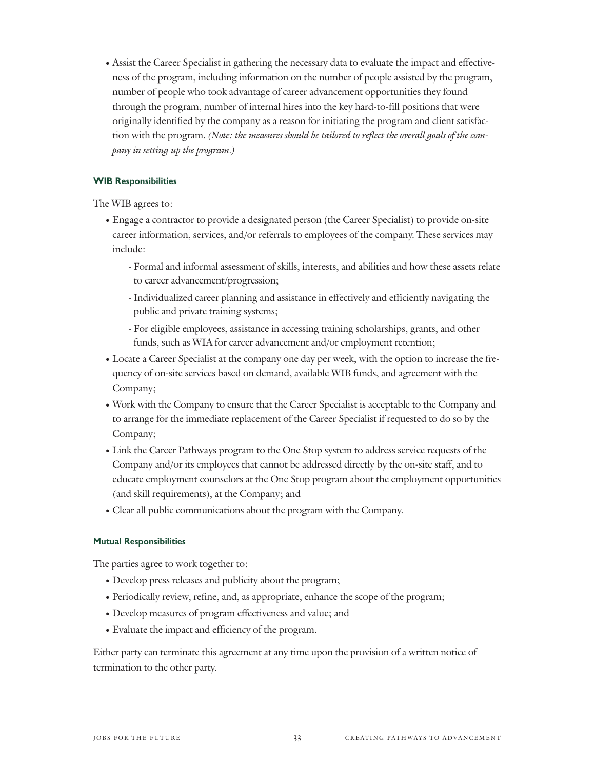- Assist the Career Specialist in gathering the necessary data to evaluate the impact and effectiveness of the program, including information on the number of people assisted by the program, number of people who took advantage of career advancement opportunities they found through the program, number of internal hires into the key hard-to-fill positions that were originally identified by the company as a reason for initiating the program and client satisfaction with the program. *(Note: the measures should be tailored to reflect the overall goals of the company in setting up the program.)*

#### WIB Responsibilities

The WIB agrees to:

- Engage a contractor to provide a designated person (the Career Specialist) to provide on-site career information, services, and/or referrals to employees of the company. These services may include:
  - Formal and informal assessment of skills, interests, and abilities and how these assets relate to career advancement/progression;
  - Individualized career planning and assistance in effectively and efficiently navigating the public and private training systems;
  - For eligible employees, assistance in accessing training scholarships, grants, and other funds, such as WIA for career advancement and/or employment retention;
- Locate a Career Specialist at the company one day per week, with the option to increase the frequency of on-site services based on demand, available WIB funds, and agreement with the Company;
- Work with the Company to ensure that the Career Specialist is acceptable to the Company and to arrange for the immediate replacement of the Career Specialist if requested to do so by the Company;
- Link the Career Pathways program to the One Stop system to address service requests of the Company and/or its employees that cannot be addressed directly by the on-site staff, and to educate employment counselors at the One Stop program about the employment opportunities (and skill requirements), at the Company; and
- Clear all public communications about the program with the Company.

#### Mutual Responsibilities

The parties agree to work together to:

- Develop press releases and publicity about the program;
- Periodically review, refine, and, as appropriate, enhance the scope of the program;
- Develop measures of program effectiveness and value; and
- Evaluate the impact and efficiency of the program.

Either party can terminate this agreement at any time upon the provision of a written notice of termination to the other party.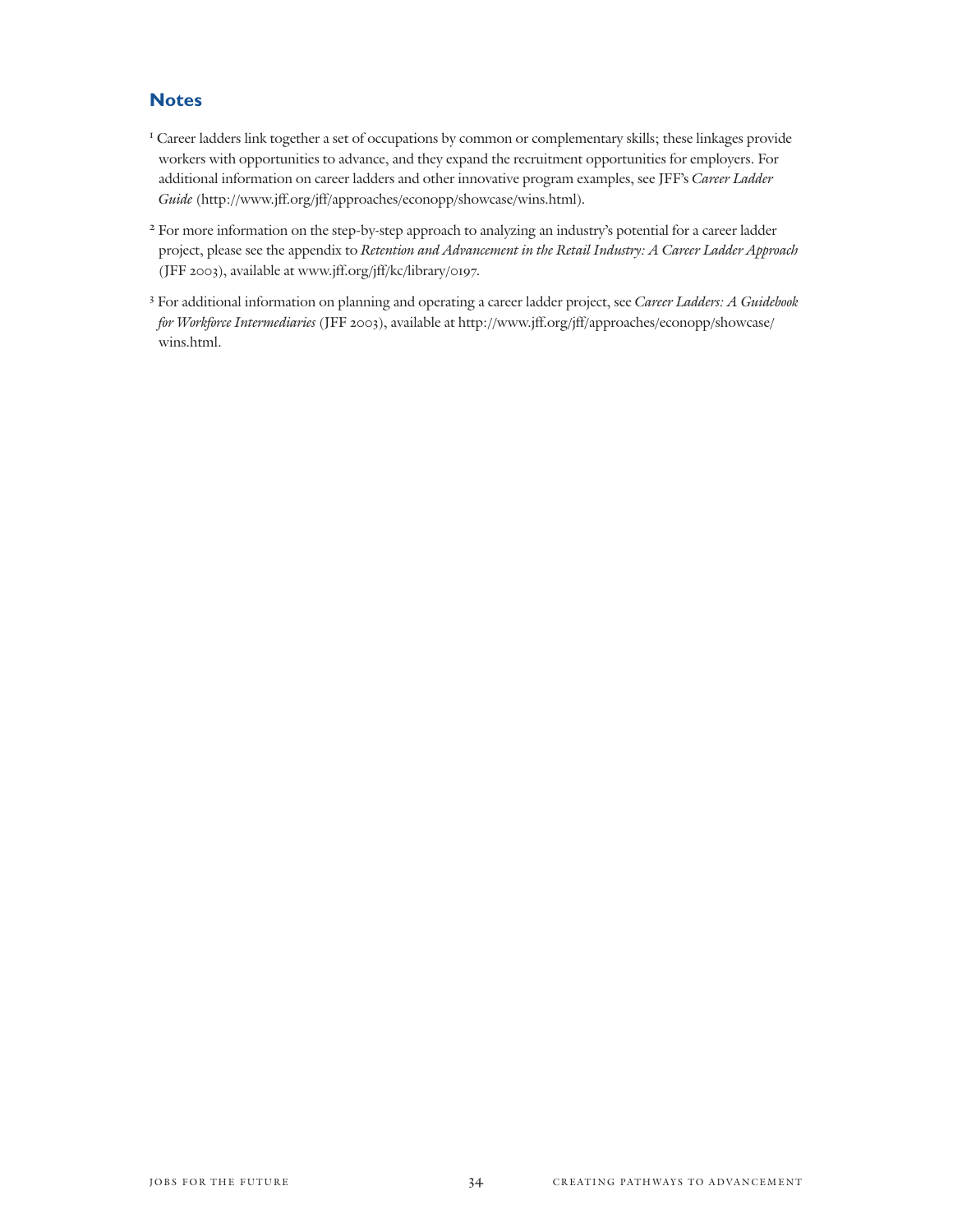## Notes

[1] Career ladders link together a set of occupations by common or complementary skills; these linkages provide workers with opportunities to advance, and they expand the recruitment opportunities for employers. For additional information on career ladders and other innovative program examples, see JFF's *Career Ladder Guide* (http://www.jff.org/jff/approaches/econopp/showcase/wins.html).

[2] For more information on the step-by-step approach to analyzing an industry's potential for a career ladder project, please see the appendix to *Retention and Advancement in the Retail Industry: A Career Ladder Approach* (JFF 2003), available at www.jff.org/jff/kc/library/0197.

[3] For additional information on planning and operating a career ladder project, see *Career Ladders: A Guidebook for Workforce Intermediaries* (JFF 2003), available at http://www.jff.org/jff/approaches/econopp/showcase/wins.html.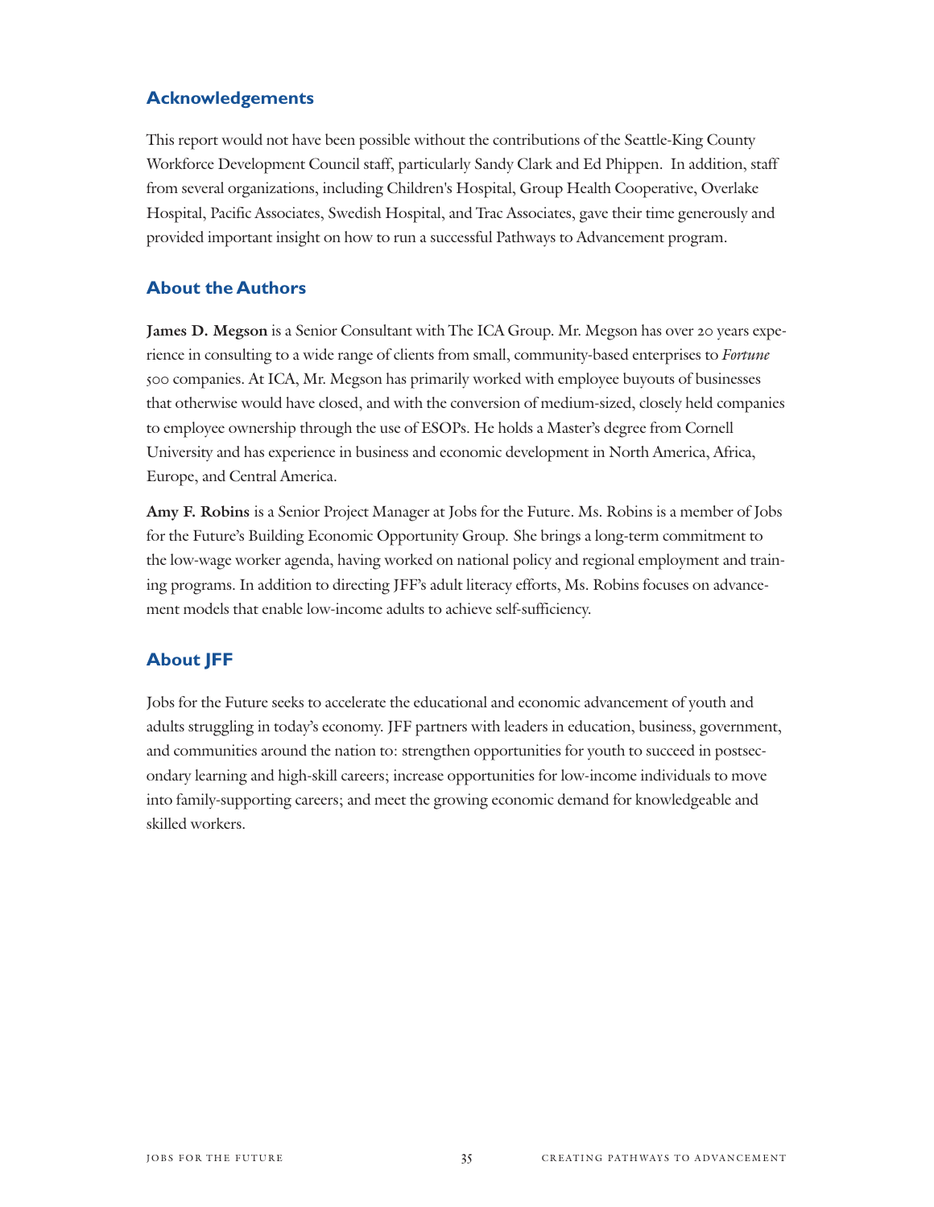## Acknowledgements

This report would not have been possible without the contributions of the Seattle-King County Workforce Development Council staff, particularly Sandy Clark and Ed Phippen. In addition, staff from several organizations, including Children's Hospital, Group Health Cooperative, Overlake Hospital, Pacific Associates, Swedish Hospital, and Trac Associates, gave their time generously and provided important insight on how to run a successful Pathways to Advancement program.

## About the Authors

**James D. Megson** is a Senior Consultant with The ICA Group. Mr. Megson has over 20 years experience in consulting to a wide range of clients from small, community-based enterprises to *Fortune* 500 companies. At ICA, Mr. Megson has primarily worked with employee buyouts of businesses that otherwise would have closed, and with the conversion of medium-sized, closely held companies to employee ownership through the use of ESOPs. He holds a Master's degree from Cornell University and has experience in business and economic development in North America, Africa, Europe, and Central America.

**Amy F. Robins** is a Senior Project Manager at Jobs for the Future. Ms. Robins is a member of Jobs for the Future's Building Economic Opportunity Group. She brings a long-term commitment to the low-wage worker agenda, having worked on national policy and regional employment and training programs. In addition to directing JFF's adult literacy efforts, Ms. Robins focuses on advancement models that enable low-income adults to achieve self-sufficiency.

## About JFF

Jobs for the Future seeks to accelerate the educational and economic advancement of youth and adults struggling in today's economy. JFF partners with leaders in education, business, government, and communities around the nation to: strengthen opportunities for youth to succeed in postsecondary learning and high-skill careers; increase opportunities for low-income individuals to move into family-supporting careers; and meet the growing economic demand for knowledgeable and skilled workers.